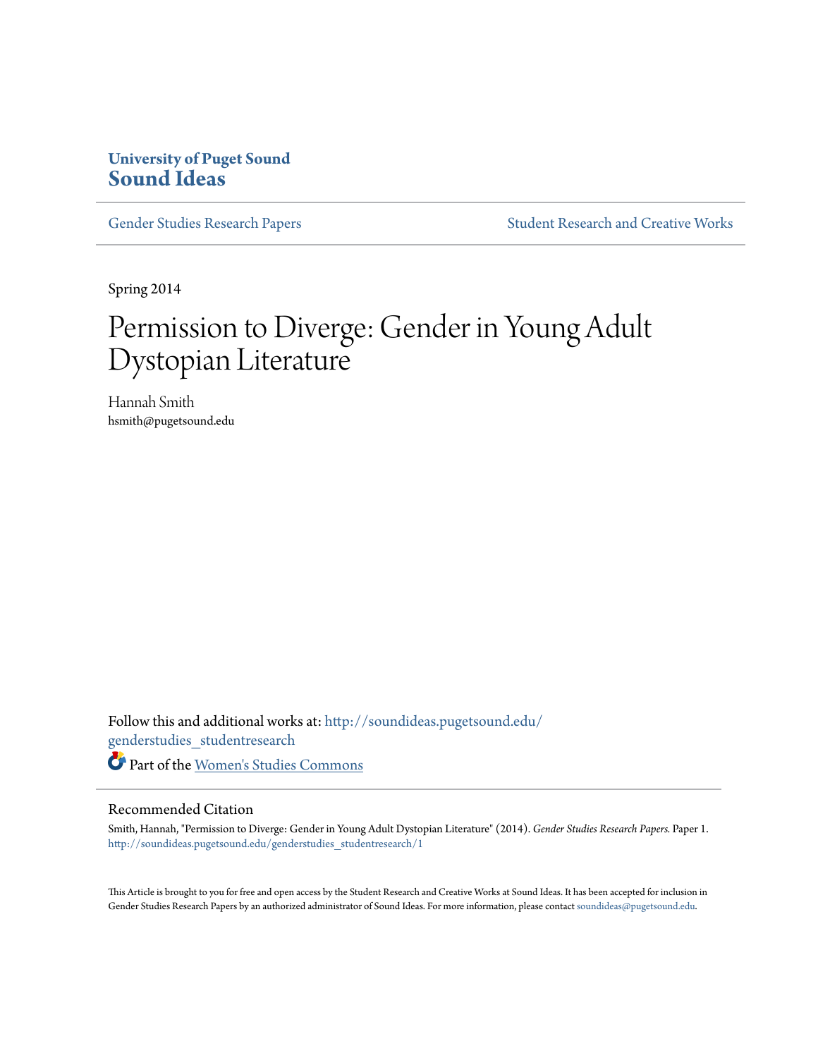**University of Puget Sound**
**Sound Ideas**

Gender Studies Research Papers | Student Research and Creative Works

Spring 2014

# Permission to Diverge: Gender in Young Adult Dystopian Literature

Hannah Smith
hsmith@pugetsound.edu

Follow this and additional works at: http://soundideas.pugetsound.edu/genderstudies_studentresearch

Part of the Women's Studies Commons

## Recommended Citation

Smith, Hannah, "Permission to Diverge: Gender in Young Adult Dystopian Literature" (2014). *Gender Studies Research Papers.* Paper 1.
http://soundideas.pugetsound.edu/genderstudies_studentresearch/1

This Article is brought to you for free and open access by the Student Research and Creative Works at Sound Ideas. It has been accepted for inclusion in Gender Studies Research Papers by an authorized administrator of Sound Ideas. For more information, please contact soundideas@pugetsound.edu.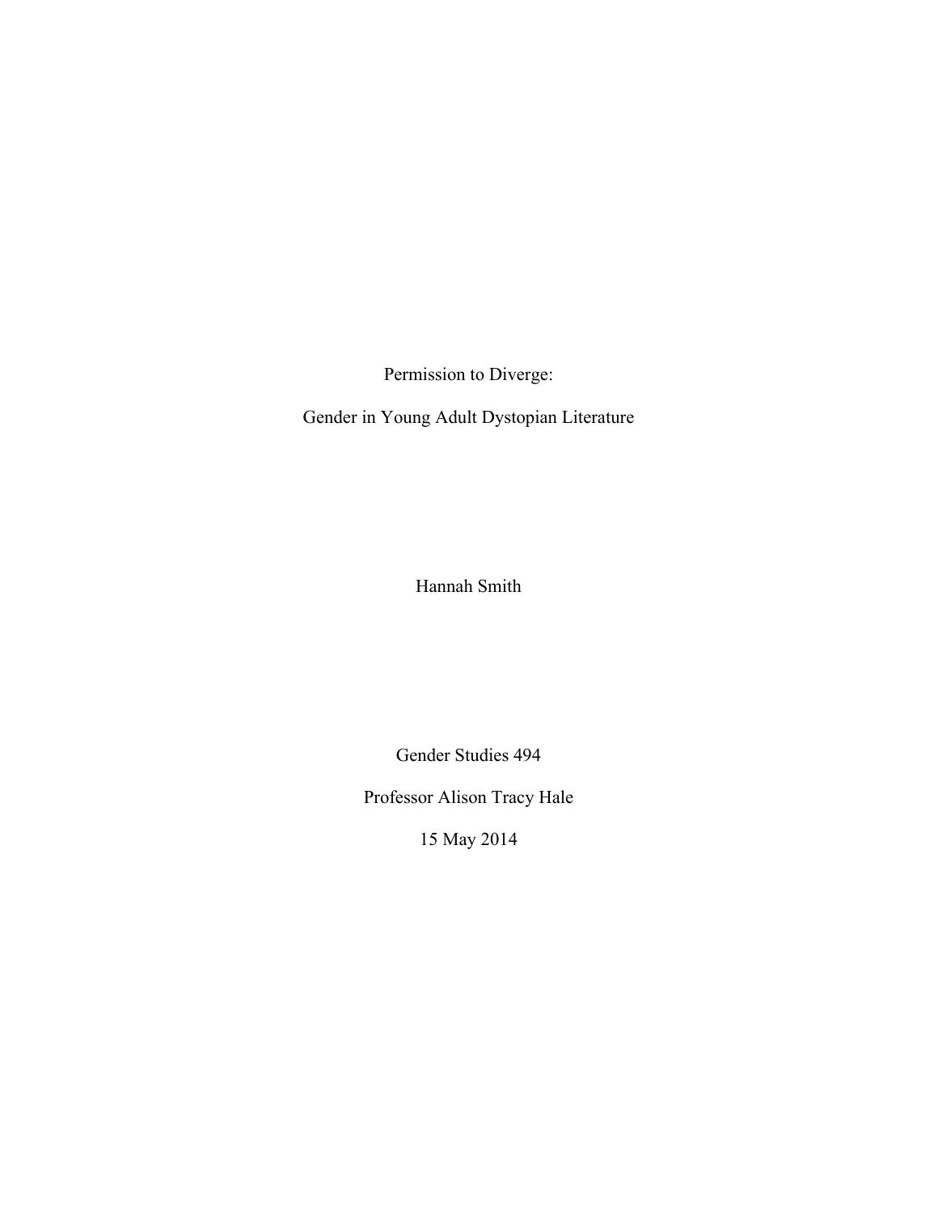# Permission to Diverge:

# Gender in Young Adult Dystopian Literature

Hannah Smith

Gender Studies 494

Professor Alison Tracy Hale

15 May 2014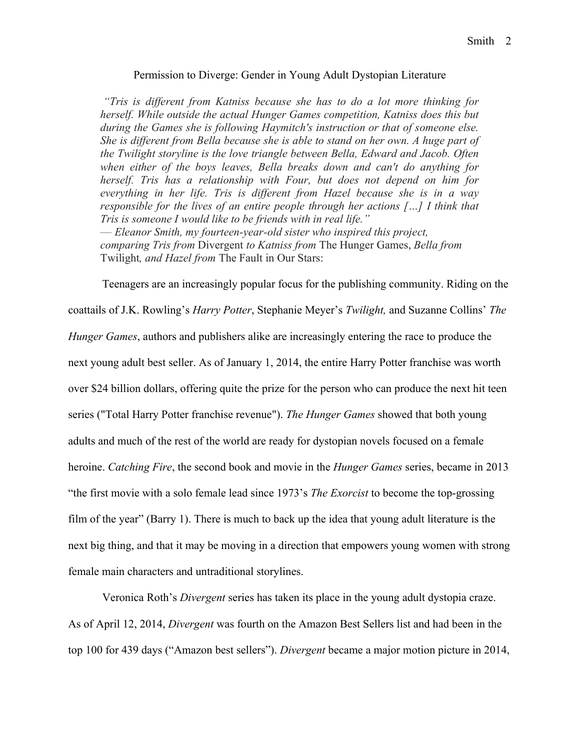Permission to Diverge: Gender in Young Adult Dystopian Literature

> *"Tris is different from Katniss because she has to do a lot more thinking for herself. While outside the actual Hunger Games competition, Katniss does this but during the Games she is following Haymitch's instruction or that of someone else. She is different from Bella because she is able to stand on her own. A huge part of the Twilight storyline is the love triangle between Bella, Edward and Jacob. Often when either of the boys leaves, Bella breaks down and can't do anything for herself. Tris has a relationship with Four, but does not depend on him for everything in her life. Tris is different from Hazel because she is in a way responsible for the lives of an entire people through her actions […] I think that Tris is someone I would like to be friends with in real life."*
> *— Eleanor Smith, my fourteen-year-old sister who inspired this project, comparing Tris from* Divergent *to Katniss from* The Hunger Games, *Bella from* Twilight*, and Hazel from* The Fault in Our Stars:

Teenagers are an increasingly popular focus for the publishing community. Riding on the coattails of J.K. Rowling's *Harry Potter*, Stephanie Meyer's *Twilight,* and Suzanne Collins' *The Hunger Games*, authors and publishers alike are increasingly entering the race to produce the next young adult best seller. As of January 1, 2014, the entire Harry Potter franchise was worth over $24 billion dollars, offering quite the prize for the person who can produce the next hit teen series ("Total Harry Potter franchise revenue"). *The Hunger Games* showed that both young adults and much of the rest of the world are ready for dystopian novels focused on a female heroine. *Catching Fire*, the second book and movie in the *Hunger Games* series, became in 2013 "the first movie with a solo female lead since 1973's *The Exorcist* to become the top-grossing film of the year" (Barry 1). There is much to back up the idea that young adult literature is the next big thing, and that it may be moving in a direction that empowers young women with strong female main characters and untraditional storylines.

Veronica Roth's *Divergent* series has taken its place in the young adult dystopia craze. As of April 12, 2014, *Divergent* was fourth on the Amazon Best Sellers list and had been in the top 100 for 439 days ("Amazon best sellers"). *Divergent* became a major motion picture in 2014,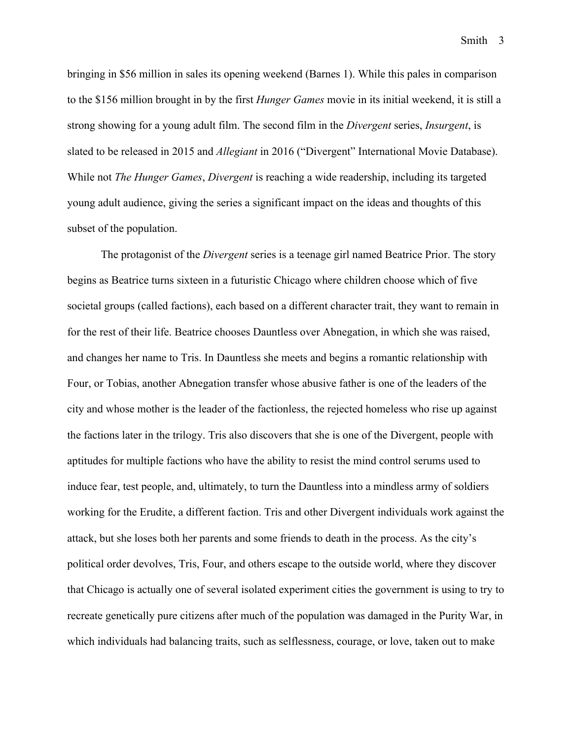bringing in $56 million in sales its opening weekend (Barnes 1). While this pales in comparison to the $156 million brought in by the first *Hunger Games* movie in its initial weekend, it is still a strong showing for a young adult film. The second film in the *Divergent* series, *Insurgent*, is slated to be released in 2015 and *Allegiant* in 2016 ("Divergent" International Movie Database). While not *The Hunger Games*, *Divergent* is reaching a wide readership, including its targeted young adult audience, giving the series a significant impact on the ideas and thoughts of this subset of the population.

The protagonist of the *Divergent* series is a teenage girl named Beatrice Prior. The story begins as Beatrice turns sixteen in a futuristic Chicago where children choose which of five societal groups (called factions), each based on a different character trait, they want to remain in for the rest of their life. Beatrice chooses Dauntless over Abnegation, in which she was raised, and changes her name to Tris. In Dauntless she meets and begins a romantic relationship with Four, or Tobias, another Abnegation transfer whose abusive father is one of the leaders of the city and whose mother is the leader of the factionless, the rejected homeless who rise up against the factions later in the trilogy. Tris also discovers that she is one of the Divergent, people with aptitudes for multiple factions who have the ability to resist the mind control serums used to induce fear, test people, and, ultimately, to turn the Dauntless into a mindless army of soldiers working for the Erudite, a different faction. Tris and other Divergent individuals work against the attack, but she loses both her parents and some friends to death in the process. As the city's political order devolves, Tris, Four, and others escape to the outside world, where they discover that Chicago is actually one of several isolated experiment cities the government is using to try to recreate genetically pure citizens after much of the population was damaged in the Purity War, in which individuals had balancing traits, such as selflessness, courage, or love, taken out to make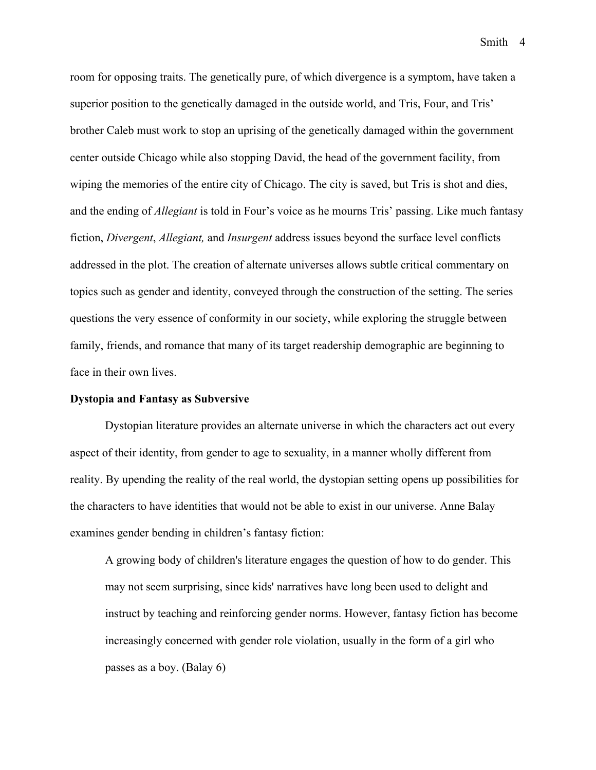room for opposing traits. The genetically pure, of which divergence is a symptom, have taken a superior position to the genetically damaged in the outside world, and Tris, Four, and Tris' brother Caleb must work to stop an uprising of the genetically damaged within the government center outside Chicago while also stopping David, the head of the government facility, from wiping the memories of the entire city of Chicago. The city is saved, but Tris is shot and dies, and the ending of *Allegiant* is told in Four's voice as he mourns Tris' passing. Like much fantasy fiction, *Divergent*, *Allegiant,* and *Insurgent* address issues beyond the surface level conflicts addressed in the plot. The creation of alternate universes allows subtle critical commentary on topics such as gender and identity, conveyed through the construction of the setting. The series questions the very essence of conformity in our society, while exploring the struggle between family, friends, and romance that many of its target readership demographic are beginning to face in their own lives.

**Dystopia and Fantasy as Subversive**

Dystopian literature provides an alternate universe in which the characters act out every aspect of their identity, from gender to age to sexuality, in a manner wholly different from reality. By upending the reality of the real world, the dystopian setting opens up possibilities for the characters to have identities that would not be able to exist in our universe. Anne Balay examines gender bending in children's fantasy fiction:

> A growing body of children's literature engages the question of how to do gender. This may not seem surprising, since kids' narratives have long been used to delight and instruct by teaching and reinforcing gender norms. However, fantasy fiction has become increasingly concerned with gender role violation, usually in the form of a girl who passes as a boy. (Balay 6)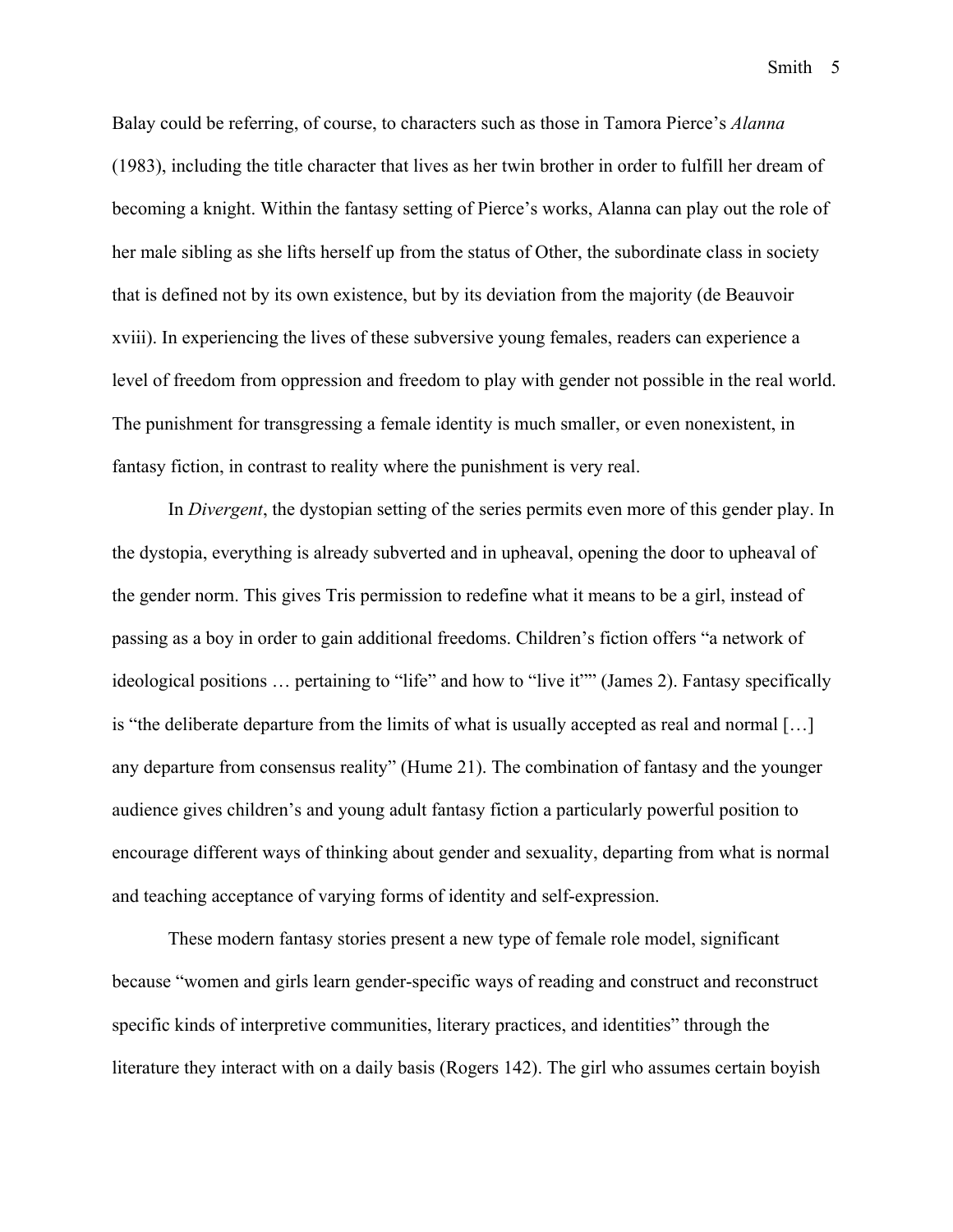Balay could be referring, of course, to characters such as those in Tamora Pierce's *Alanna* (1983), including the title character that lives as her twin brother in order to fulfill her dream of becoming a knight. Within the fantasy setting of Pierce's works, Alanna can play out the role of her male sibling as she lifts herself up from the status of Other, the subordinate class in society that is defined not by its own existence, but by its deviation from the majority (de Beauvoir xviii). In experiencing the lives of these subversive young females, readers can experience a level of freedom from oppression and freedom to play with gender not possible in the real world. The punishment for transgressing a female identity is much smaller, or even nonexistent, in fantasy fiction, in contrast to reality where the punishment is very real.

In *Divergent*, the dystopian setting of the series permits even more of this gender play. In the dystopia, everything is already subverted and in upheaval, opening the door to upheaval of the gender norm. This gives Tris permission to redefine what it means to be a girl, instead of passing as a boy in order to gain additional freedoms. Children's fiction offers "a network of ideological positions … pertaining to "life" and how to "live it"" (James 2). Fantasy specifically is "the deliberate departure from the limits of what is usually accepted as real and normal […] any departure from consensus reality" (Hume 21). The combination of fantasy and the younger audience gives children's and young adult fantasy fiction a particularly powerful position to encourage different ways of thinking about gender and sexuality, departing from what is normal and teaching acceptance of varying forms of identity and self-expression.

These modern fantasy stories present a new type of female role model, significant because "women and girls learn gender-specific ways of reading and construct and reconstruct specific kinds of interpretive communities, literary practices, and identities" through the literature they interact with on a daily basis (Rogers 142). The girl who assumes certain boyish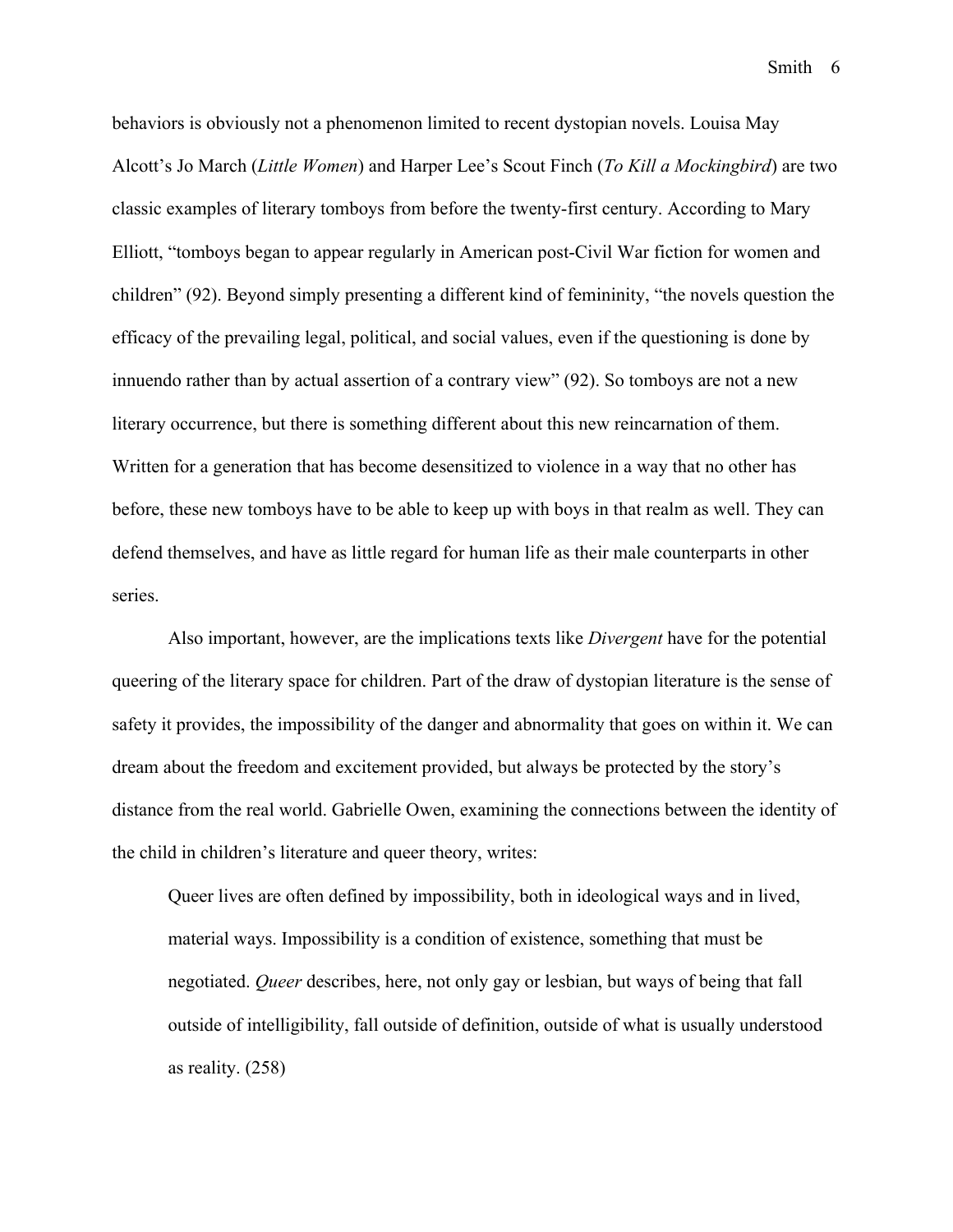behaviors is obviously not a phenomenon limited to recent dystopian novels. Louisa May Alcott's Jo March (*Little Women*) and Harper Lee's Scout Finch (*To Kill a Mockingbird*) are two classic examples of literary tomboys from before the twenty-first century. According to Mary Elliott, "tomboys began to appear regularly in American post-Civil War fiction for women and children" (92). Beyond simply presenting a different kind of femininity, "the novels question the efficacy of the prevailing legal, political, and social values, even if the questioning is done by innuendo rather than by actual assertion of a contrary view" (92). So tomboys are not a new literary occurrence, but there is something different about this new reincarnation of them. Written for a generation that has become desensitized to violence in a way that no other has before, these new tomboys have to be able to keep up with boys in that realm as well. They can defend themselves, and have as little regard for human life as their male counterparts in other series.

Also important, however, are the implications texts like *Divergent* have for the potential queering of the literary space for children. Part of the draw of dystopian literature is the sense of safety it provides, the impossibility of the danger and abnormality that goes on within it. We can dream about the freedom and excitement provided, but always be protected by the story's distance from the real world. Gabrielle Owen, examining the connections between the identity of the child in children's literature and queer theory, writes:

> Queer lives are often defined by impossibility, both in ideological ways and in lived, material ways. Impossibility is a condition of existence, something that must be negotiated. *Queer* describes, here, not only gay or lesbian, but ways of being that fall outside of intelligibility, fall outside of definition, outside of what is usually understood as reality. (258)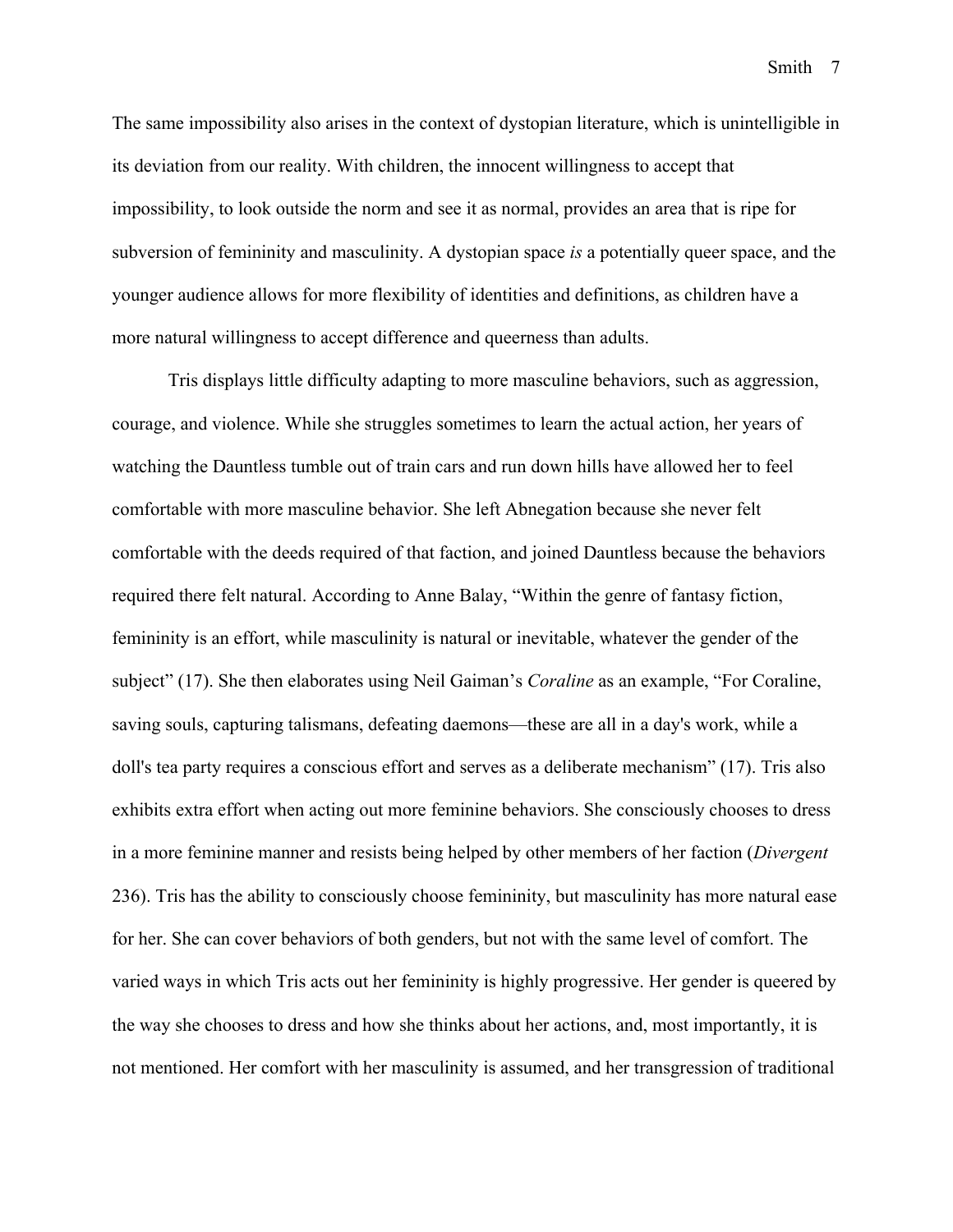The same impossibility also arises in the context of dystopian literature, which is unintelligible in its deviation from our reality. With children, the innocent willingness to accept that impossibility, to look outside the norm and see it as normal, provides an area that is ripe for subversion of femininity and masculinity. A dystopian space *is* a potentially queer space, and the younger audience allows for more flexibility of identities and definitions, as children have a more natural willingness to accept difference and queerness than adults.

Tris displays little difficulty adapting to more masculine behaviors, such as aggression, courage, and violence. While she struggles sometimes to learn the actual action, her years of watching the Dauntless tumble out of train cars and run down hills have allowed her to feel comfortable with more masculine behavior. She left Abnegation because she never felt comfortable with the deeds required of that faction, and joined Dauntless because the behaviors required there felt natural. According to Anne Balay, "Within the genre of fantasy fiction, femininity is an effort, while masculinity is natural or inevitable, whatever the gender of the subject" (17). She then elaborates using Neil Gaiman's *Coraline* as an example, "For Coraline, saving souls, capturing talismans, defeating daemons—these are all in a day's work, while a doll's tea party requires a conscious effort and serves as a deliberate mechanism" (17). Tris also exhibits extra effort when acting out more feminine behaviors. She consciously chooses to dress in a more feminine manner and resists being helped by other members of her faction (*Divergent* 236). Tris has the ability to consciously choose femininity, but masculinity has more natural ease for her. She can cover behaviors of both genders, but not with the same level of comfort. The varied ways in which Tris acts out her femininity is highly progressive. Her gender is queered by the way she chooses to dress and how she thinks about her actions, and, most importantly, it is not mentioned. Her comfort with her masculinity is assumed, and her transgression of traditional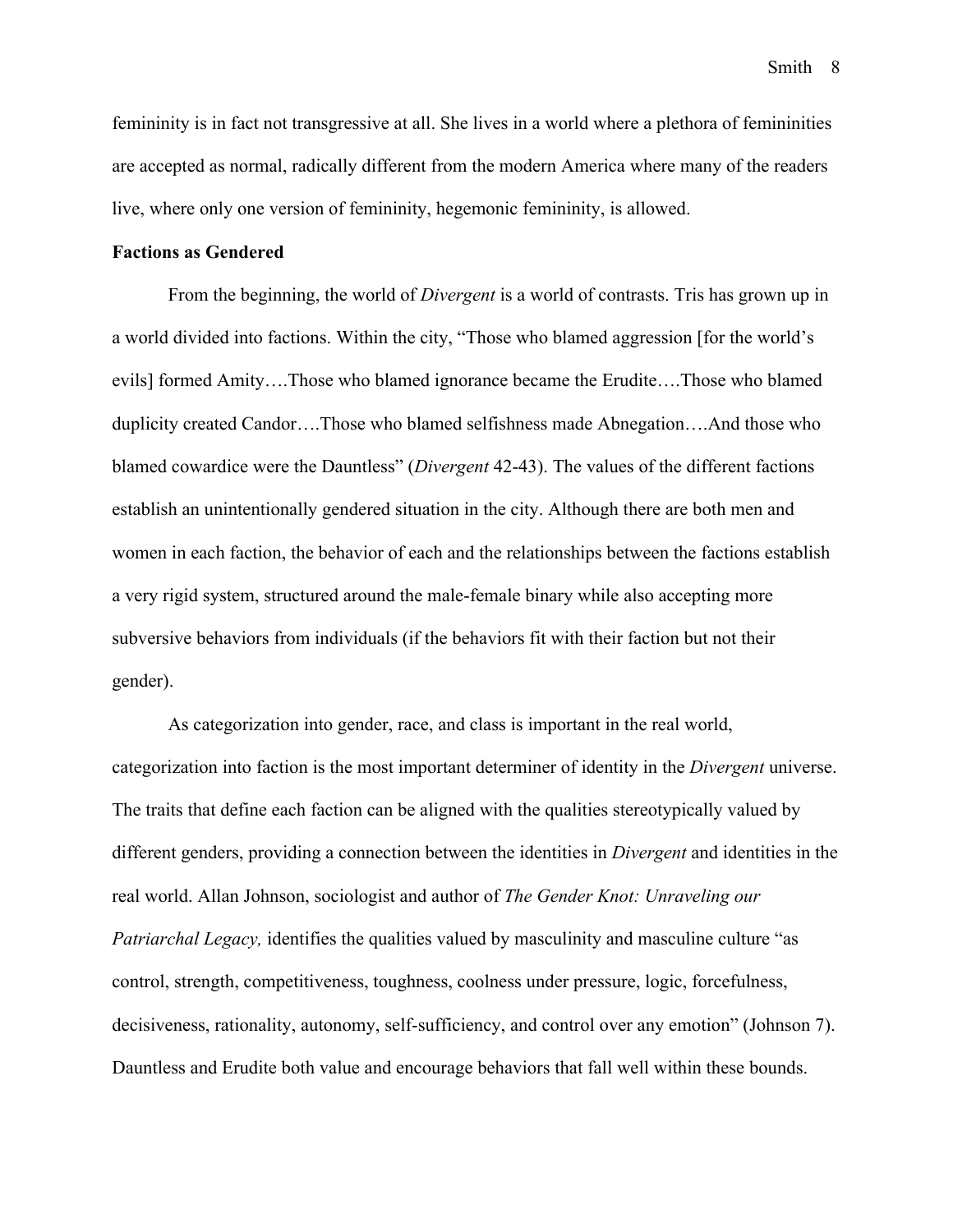femininity is in fact not transgressive at all. She lives in a world where a plethora of femininities are accepted as normal, radically different from the modern America where many of the readers live, where only one version of femininity, hegemonic femininity, is allowed.

**Factions as Gendered**

From the beginning, the world of *Divergent* is a world of contrasts. Tris has grown up in a world divided into factions. Within the city, "Those who blamed aggression [for the world's evils] formed Amity….Those who blamed ignorance became the Erudite….Those who blamed duplicity created Candor….Those who blamed selfishness made Abnegation….And those who blamed cowardice were the Dauntless" (*Divergent* 42-43). The values of the different factions establish an unintentionally gendered situation in the city. Although there are both men and women in each faction, the behavior of each and the relationships between the factions establish a very rigid system, structured around the male-female binary while also accepting more subversive behaviors from individuals (if the behaviors fit with their faction but not their gender).

As categorization into gender, race, and class is important in the real world, categorization into faction is the most important determiner of identity in the *Divergent* universe. The traits that define each faction can be aligned with the qualities stereotypically valued by different genders, providing a connection between the identities in *Divergent* and identities in the real world. Allan Johnson, sociologist and author of *The Gender Knot: Unraveling our Patriarchal Legacy,* identifies the qualities valued by masculinity and masculine culture "as control, strength, competitiveness, toughness, coolness under pressure, logic, forcefulness, decisiveness, rationality, autonomy, self-sufficiency, and control over any emotion" (Johnson 7). Dauntless and Erudite both value and encourage behaviors that fall well within these bounds.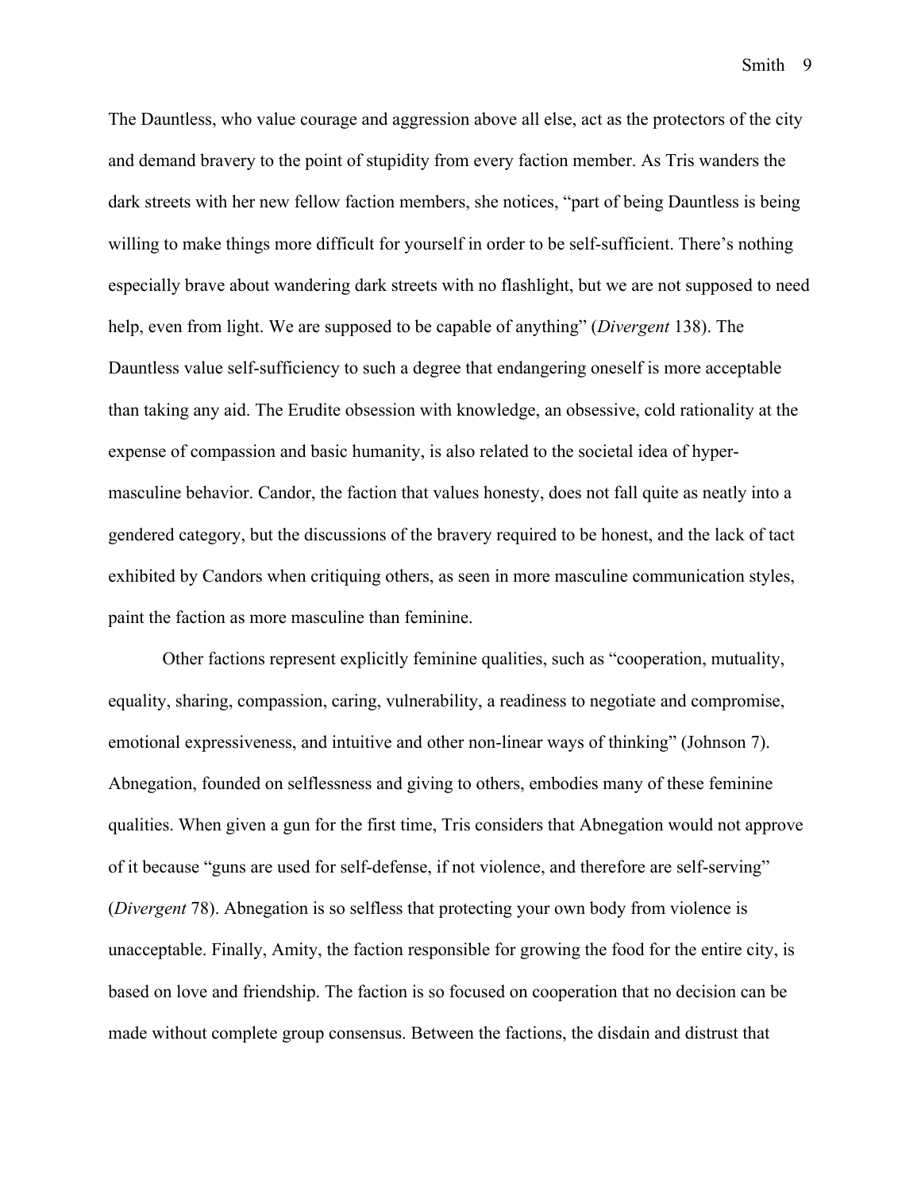The Dauntless, who value courage and aggression above all else, act as the protectors of the city and demand bravery to the point of stupidity from every faction member. As Tris wanders the dark streets with her new fellow faction members, she notices, "part of being Dauntless is being willing to make things more difficult for yourself in order to be self-sufficient. There's nothing especially brave about wandering dark streets with no flashlight, but we are not supposed to need help, even from light. We are supposed to be capable of anything" (*Divergent* 138). The Dauntless value self-sufficiency to such a degree that endangering oneself is more acceptable than taking any aid. The Erudite obsession with knowledge, an obsessive, cold rationality at the expense of compassion and basic humanity, is also related to the societal idea of hyper-masculine behavior. Candor, the faction that values honesty, does not fall quite as neatly into a gendered category, but the discussions of the bravery required to be honest, and the lack of tact exhibited by Candors when critiquing others, as seen in more masculine communication styles, paint the faction as more masculine than feminine.

Other factions represent explicitly feminine qualities, such as "cooperation, mutuality, equality, sharing, compassion, caring, vulnerability, a readiness to negotiate and compromise, emotional expressiveness, and intuitive and other non-linear ways of thinking" (Johnson 7). Abnegation, founded on selflessness and giving to others, embodies many of these feminine qualities. When given a gun for the first time, Tris considers that Abnegation would not approve of it because "guns are used for self-defense, if not violence, and therefore are self-serving" (*Divergent* 78). Abnegation is so selfless that protecting your own body from violence is unacceptable. Finally, Amity, the faction responsible for growing the food for the entire city, is based on love and friendship. The faction is so focused on cooperation that no decision can be made without complete group consensus. Between the factions, the disdain and distrust that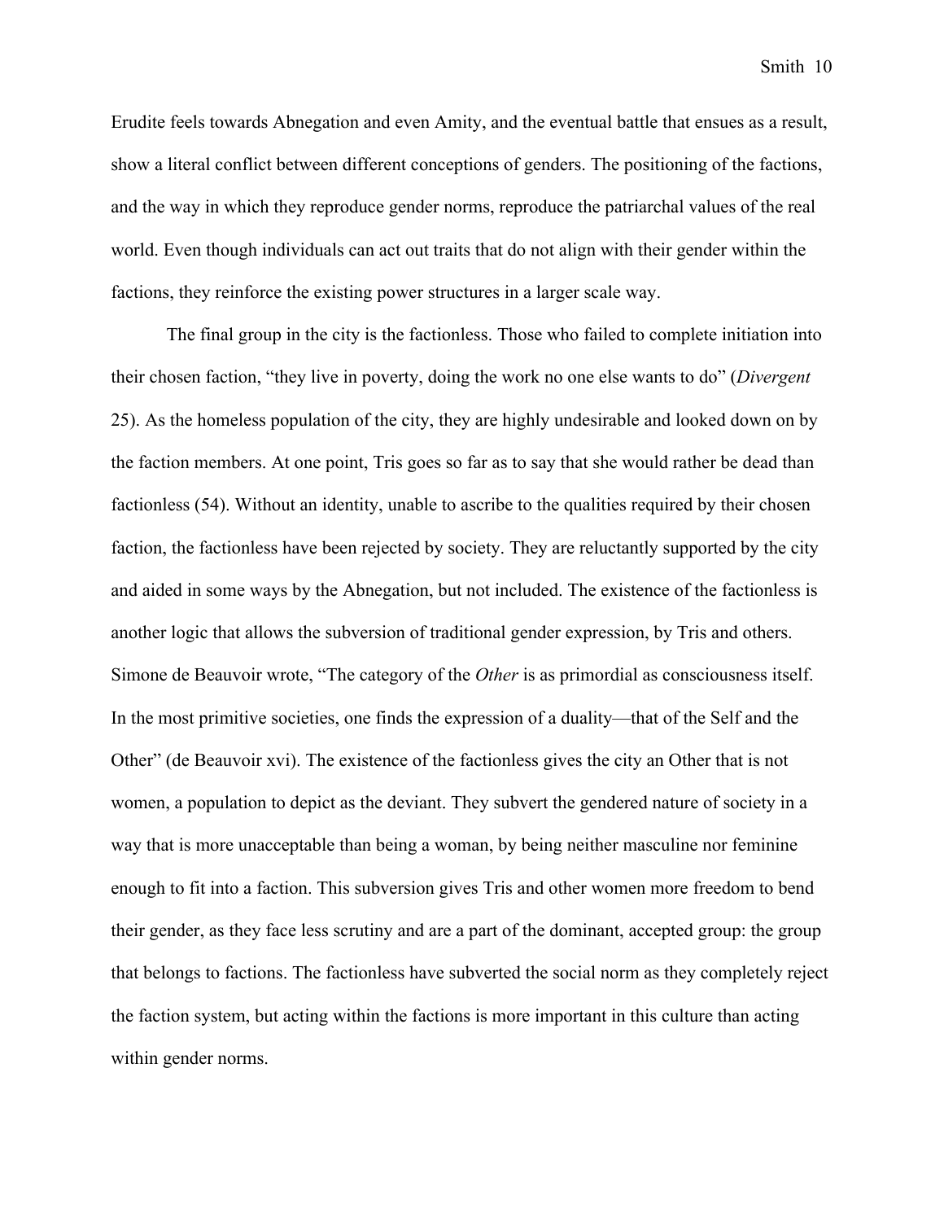Erudite feels towards Abnegation and even Amity, and the eventual battle that ensues as a result, show a literal conflict between different conceptions of genders. The positioning of the factions, and the way in which they reproduce gender norms, reproduce the patriarchal values of the real world. Even though individuals can act out traits that do not align with their gender within the factions, they reinforce the existing power structures in a larger scale way.

The final group in the city is the factionless. Those who failed to complete initiation into their chosen faction, "they live in poverty, doing the work no one else wants to do" (*Divergent* 25). As the homeless population of the city, they are highly undesirable and looked down on by the faction members. At one point, Tris goes so far as to say that she would rather be dead than factionless (54). Without an identity, unable to ascribe to the qualities required by their chosen faction, the factionless have been rejected by society. They are reluctantly supported by the city and aided in some ways by the Abnegation, but not included. The existence of the factionless is another logic that allows the subversion of traditional gender expression, by Tris and others. Simone de Beauvoir wrote, "The category of the *Other* is as primordial as consciousness itself. In the most primitive societies, one finds the expression of a duality—that of the Self and the Other" (de Beauvoir xvi). The existence of the factionless gives the city an Other that is not women, a population to depict as the deviant. They subvert the gendered nature of society in a way that is more unacceptable than being a woman, by being neither masculine nor feminine enough to fit into a faction. This subversion gives Tris and other women more freedom to bend their gender, as they face less scrutiny and are a part of the dominant, accepted group: the group that belongs to factions. The factionless have subverted the social norm as they completely reject the faction system, but acting within the factions is more important in this culture than acting within gender norms.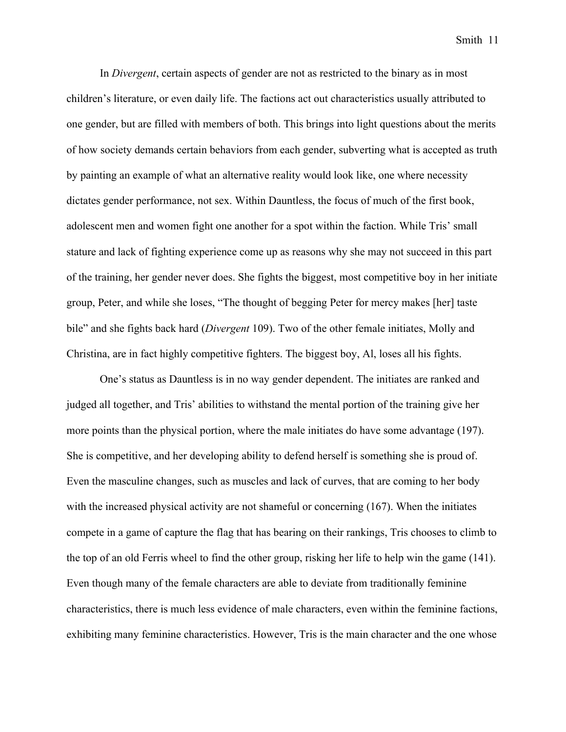In *Divergent*, certain aspects of gender are not as restricted to the binary as in most children's literature, or even daily life. The factions act out characteristics usually attributed to one gender, but are filled with members of both. This brings into light questions about the merits of how society demands certain behaviors from each gender, subverting what is accepted as truth by painting an example of what an alternative reality would look like, one where necessity dictates gender performance, not sex. Within Dauntless, the focus of much of the first book, adolescent men and women fight one another for a spot within the faction. While Tris' small stature and lack of fighting experience come up as reasons why she may not succeed in this part of the training, her gender never does. She fights the biggest, most competitive boy in her initiate group, Peter, and while she loses, "The thought of begging Peter for mercy makes [her] taste bile" and she fights back hard (*Divergent* 109). Two of the other female initiates, Molly and Christina, are in fact highly competitive fighters. The biggest boy, Al, loses all his fights.

One's status as Dauntless is in no way gender dependent. The initiates are ranked and judged all together, and Tris' abilities to withstand the mental portion of the training give her more points than the physical portion, where the male initiates do have some advantage (197). She is competitive, and her developing ability to defend herself is something she is proud of. Even the masculine changes, such as muscles and lack of curves, that are coming to her body with the increased physical activity are not shameful or concerning (167). When the initiates compete in a game of capture the flag that has bearing on their rankings, Tris chooses to climb to the top of an old Ferris wheel to find the other group, risking her life to help win the game (141). Even though many of the female characters are able to deviate from traditionally feminine characteristics, there is much less evidence of male characters, even within the feminine factions, exhibiting many feminine characteristics. However, Tris is the main character and the one whose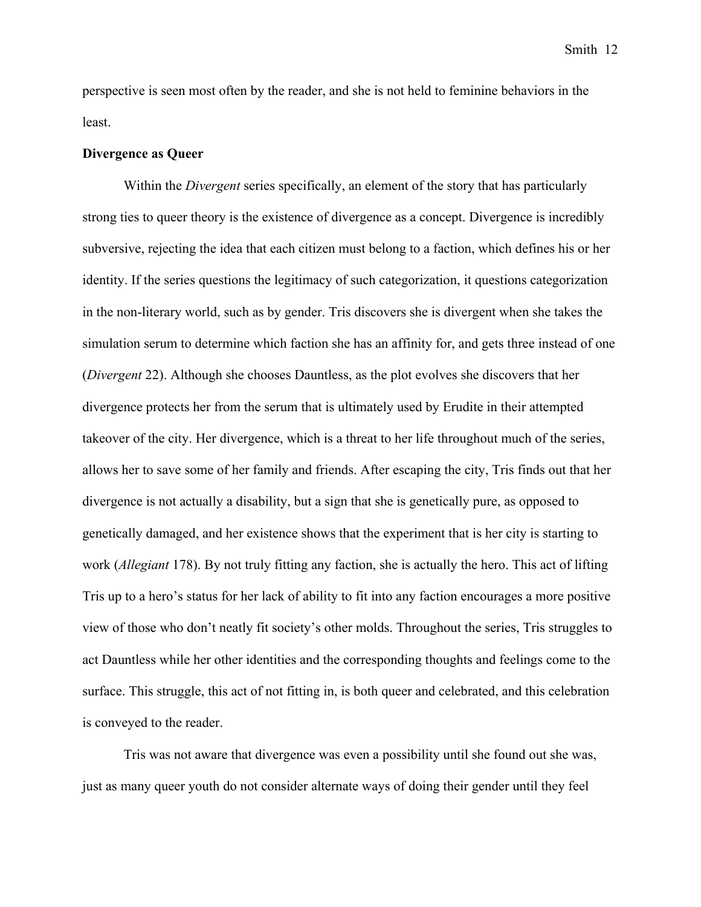perspective is seen most often by the reader, and she is not held to feminine behaviors in the least.

**Divergence as Queer**

Within the *Divergent* series specifically, an element of the story that has particularly strong ties to queer theory is the existence of divergence as a concept. Divergence is incredibly subversive, rejecting the idea that each citizen must belong to a faction, which defines his or her identity. If the series questions the legitimacy of such categorization, it questions categorization in the non-literary world, such as by gender. Tris discovers she is divergent when she takes the simulation serum to determine which faction she has an affinity for, and gets three instead of one (*Divergent* 22). Although she chooses Dauntless, as the plot evolves she discovers that her divergence protects her from the serum that is ultimately used by Erudite in their attempted takeover of the city. Her divergence, which is a threat to her life throughout much of the series, allows her to save some of her family and friends. After escaping the city, Tris finds out that her divergence is not actually a disability, but a sign that she is genetically pure, as opposed to genetically damaged, and her existence shows that the experiment that is her city is starting to work (*Allegiant* 178). By not truly fitting any faction, she is actually the hero. This act of lifting Tris up to a hero's status for her lack of ability to fit into any faction encourages a more positive view of those who don't neatly fit society's other molds. Throughout the series, Tris struggles to act Dauntless while her other identities and the corresponding thoughts and feelings come to the surface. This struggle, this act of not fitting in, is both queer and celebrated, and this celebration is conveyed to the reader.

Tris was not aware that divergence was even a possibility until she found out she was, just as many queer youth do not consider alternate ways of doing their gender until they feel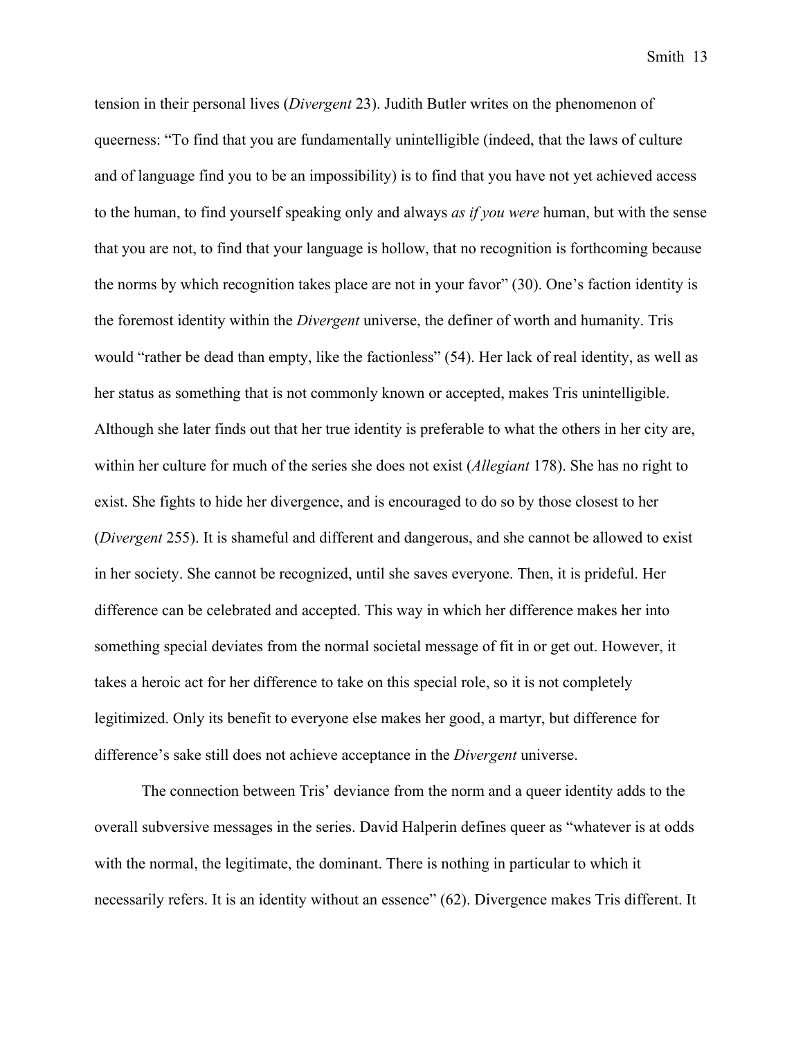tension in their personal lives (*Divergent* 23). Judith Butler writes on the phenomenon of queerness: "To find that you are fundamentally unintelligible (indeed, that the laws of culture and of language find you to be an impossibility) is to find that you have not yet achieved access to the human, to find yourself speaking only and always *as if you were* human, but with the sense that you are not, to find that your language is hollow, that no recognition is forthcoming because the norms by which recognition takes place are not in your favor" (30). One's faction identity is the foremost identity within the *Divergent* universe, the definer of worth and humanity. Tris would "rather be dead than empty, like the factionless" (54). Her lack of real identity, as well as her status as something that is not commonly known or accepted, makes Tris unintelligible. Although she later finds out that her true identity is preferable to what the others in her city are, within her culture for much of the series she does not exist (*Allegiant* 178). She has no right to exist. She fights to hide her divergence, and is encouraged to do so by those closest to her (*Divergent* 255). It is shameful and different and dangerous, and she cannot be allowed to exist in her society. She cannot be recognized, until she saves everyone. Then, it is prideful. Her difference can be celebrated and accepted. This way in which her difference makes her into something special deviates from the normal societal message of fit in or get out. However, it takes a heroic act for her difference to take on this special role, so it is not completely legitimized. Only its benefit to everyone else makes her good, a martyr, but difference for difference's sake still does not achieve acceptance in the *Divergent* universe.

The connection between Tris' deviance from the norm and a queer identity adds to the overall subversive messages in the series. David Halperin defines queer as "whatever is at odds with the normal, the legitimate, the dominant. There is nothing in particular to which it necessarily refers. It is an identity without an essence" (62). Divergence makes Tris different. It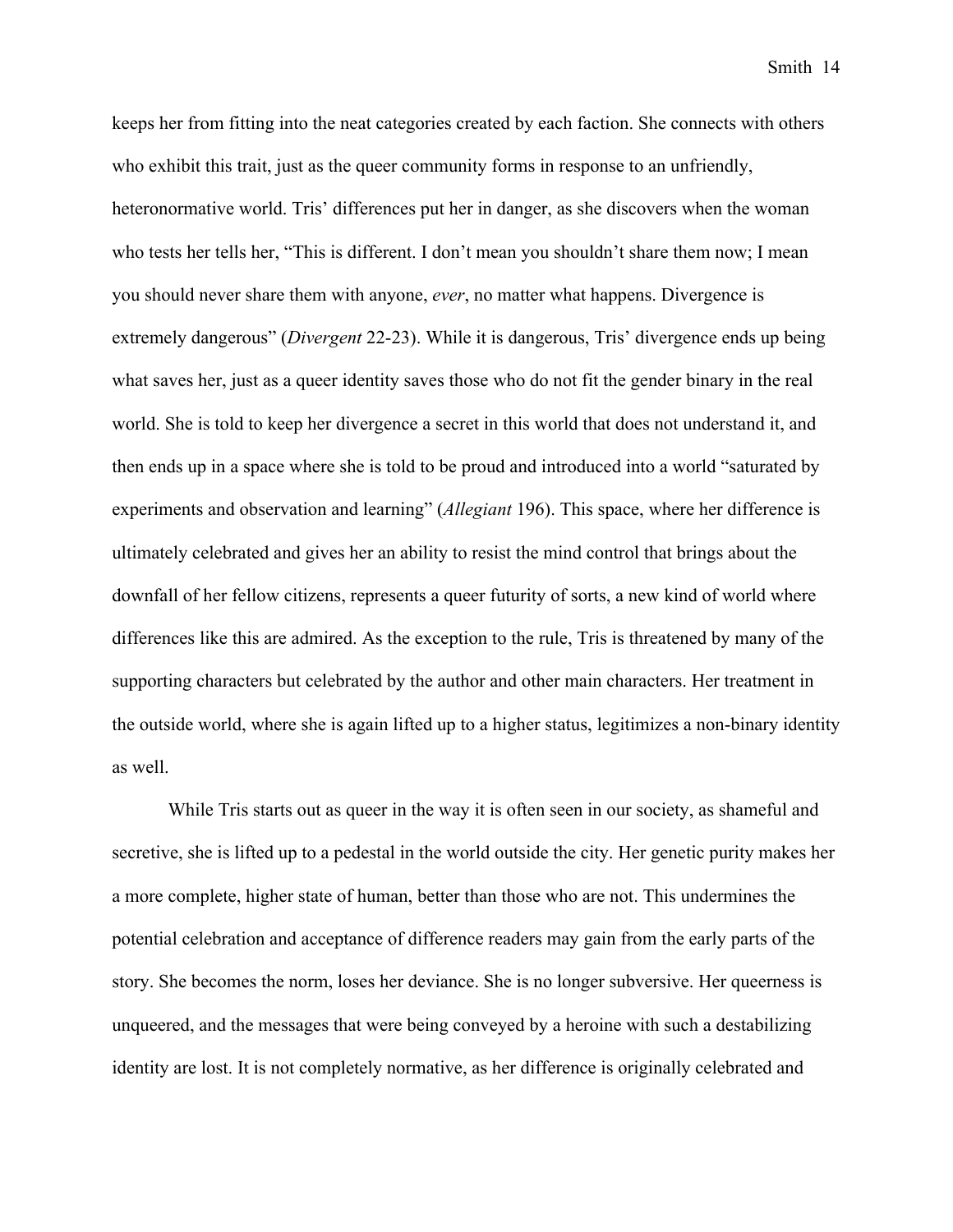keeps her from fitting into the neat categories created by each faction. She connects with others who exhibit this trait, just as the queer community forms in response to an unfriendly, heteronormative world. Tris' differences put her in danger, as she discovers when the woman who tests her tells her, "This is different. I don't mean you shouldn't share them now; I mean you should never share them with anyone, *ever*, no matter what happens. Divergence is extremely dangerous" (*Divergent* 22-23). While it is dangerous, Tris' divergence ends up being what saves her, just as a queer identity saves those who do not fit the gender binary in the real world. She is told to keep her divergence a secret in this world that does not understand it, and then ends up in a space where she is told to be proud and introduced into a world "saturated by experiments and observation and learning" (*Allegiant* 196). This space, where her difference is ultimately celebrated and gives her an ability to resist the mind control that brings about the downfall of her fellow citizens, represents a queer futurity of sorts, a new kind of world where differences like this are admired. As the exception to the rule, Tris is threatened by many of the supporting characters but celebrated by the author and other main characters. Her treatment in the outside world, where she is again lifted up to a higher status, legitimizes a non-binary identity as well.

While Tris starts out as queer in the way it is often seen in our society, as shameful and secretive, she is lifted up to a pedestal in the world outside the city. Her genetic purity makes her a more complete, higher state of human, better than those who are not. This undermines the potential celebration and acceptance of difference readers may gain from the early parts of the story. She becomes the norm, loses her deviance. She is no longer subversive. Her queerness is unqueered, and the messages that were being conveyed by a heroine with such a destabilizing identity are lost. It is not completely normative, as her difference is originally celebrated and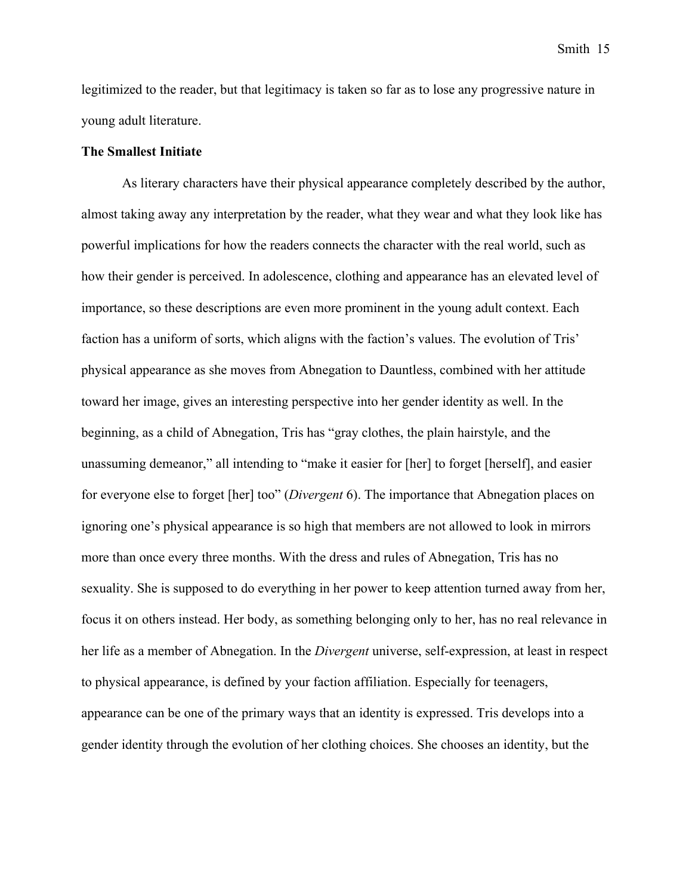legitimized to the reader, but that legitimacy is taken so far as to lose any progressive nature in young adult literature.

**The Smallest Initiate**

As literary characters have their physical appearance completely described by the author, almost taking away any interpretation by the reader, what they wear and what they look like has powerful implications for how the readers connects the character with the real world, such as how their gender is perceived. In adolescence, clothing and appearance has an elevated level of importance, so these descriptions are even more prominent in the young adult context. Each faction has a uniform of sorts, which aligns with the faction's values. The evolution of Tris' physical appearance as she moves from Abnegation to Dauntless, combined with her attitude toward her image, gives an interesting perspective into her gender identity as well. In the beginning, as a child of Abnegation, Tris has "gray clothes, the plain hairstyle, and the unassuming demeanor," all intending to "make it easier for [her] to forget [herself], and easier for everyone else to forget [her] too" (*Divergent* 6). The importance that Abnegation places on ignoring one's physical appearance is so high that members are not allowed to look in mirrors more than once every three months. With the dress and rules of Abnegation, Tris has no sexuality. She is supposed to do everything in her power to keep attention turned away from her, focus it on others instead. Her body, as something belonging only to her, has no real relevance in her life as a member of Abnegation. In the *Divergent* universe, self-expression, at least in respect to physical appearance, is defined by your faction affiliation. Especially for teenagers, appearance can be one of the primary ways that an identity is expressed. Tris develops into a gender identity through the evolution of her clothing choices. She chooses an identity, but the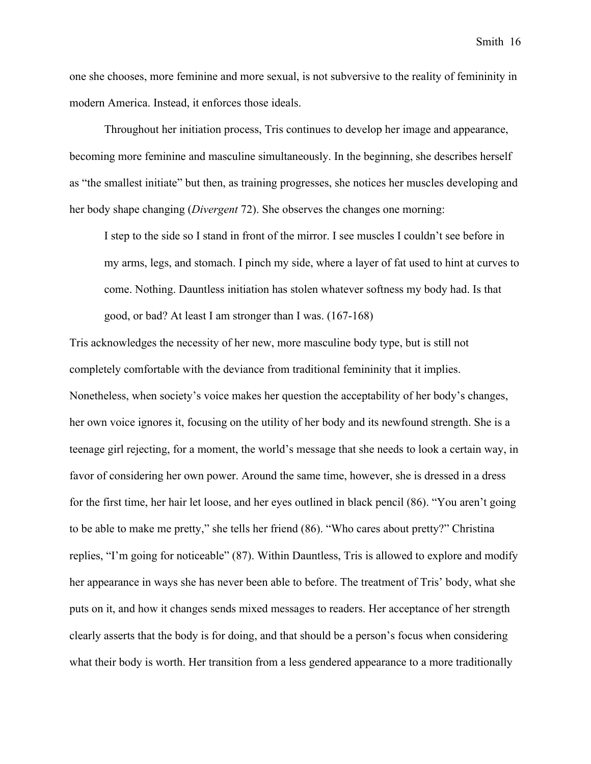one she chooses, more feminine and more sexual, is not subversive to the reality of femininity in modern America. Instead, it enforces those ideals.

Throughout her initiation process, Tris continues to develop her image and appearance, becoming more feminine and masculine simultaneously. In the beginning, she describes herself as "the smallest initiate" but then, as training progresses, she notices her muscles developing and her body shape changing (*Divergent* 72). She observes the changes one morning:

> I step to the side so I stand in front of the mirror. I see muscles I couldn't see before in my arms, legs, and stomach. I pinch my side, where a layer of fat used to hint at curves to come. Nothing. Dauntless initiation has stolen whatever softness my body had. Is that good, or bad? At least I am stronger than I was. (167-168)

Tris acknowledges the necessity of her new, more masculine body type, but is still not completely comfortable with the deviance from traditional femininity that it implies. Nonetheless, when society's voice makes her question the acceptability of her body's changes, her own voice ignores it, focusing on the utility of her body and its newfound strength. She is a teenage girl rejecting, for a moment, the world's message that she needs to look a certain way, in favor of considering her own power. Around the same time, however, she is dressed in a dress for the first time, her hair let loose, and her eyes outlined in black pencil (86). "You aren't going to be able to make me pretty," she tells her friend (86). "Who cares about pretty?" Christina replies, "I'm going for noticeable" (87). Within Dauntless, Tris is allowed to explore and modify her appearance in ways she has never been able to before. The treatment of Tris' body, what she puts on it, and how it changes sends mixed messages to readers. Her acceptance of her strength clearly asserts that the body is for doing, and that should be a person's focus when considering what their body is worth. Her transition from a less gendered appearance to a more traditionally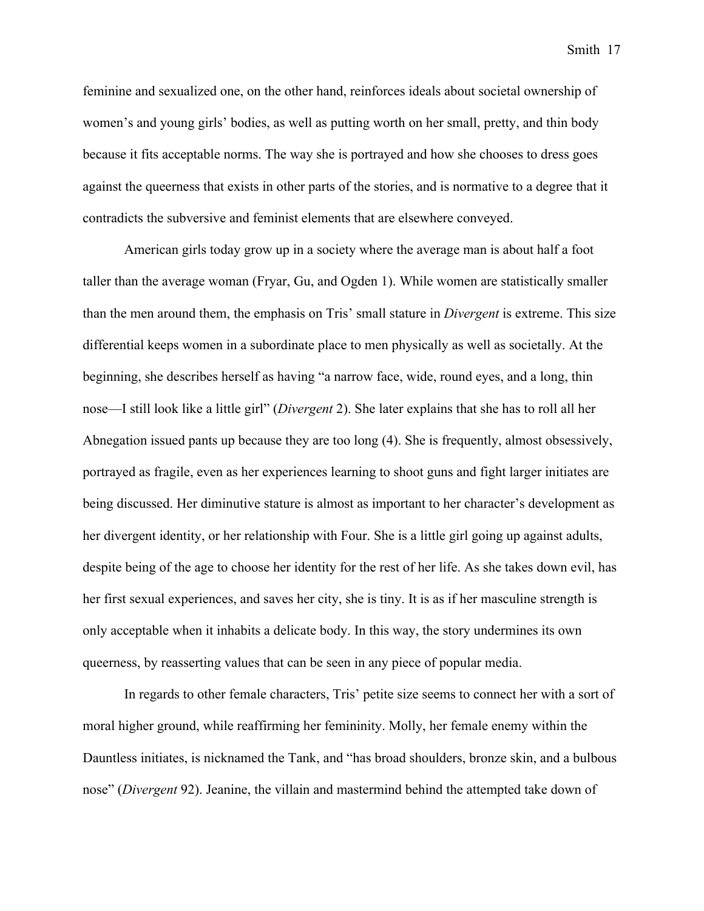feminine and sexualized one, on the other hand, reinforces ideals about societal ownership of women's and young girls' bodies, as well as putting worth on her small, pretty, and thin body because it fits acceptable norms. The way she is portrayed and how she chooses to dress goes against the queerness that exists in other parts of the stories, and is normative to a degree that it contradicts the subversive and feminist elements that are elsewhere conveyed.

American girls today grow up in a society where the average man is about half a foot taller than the average woman (Fryar, Gu, and Ogden 1). While women are statistically smaller than the men around them, the emphasis on Tris' small stature in *Divergent* is extreme. This size differential keeps women in a subordinate place to men physically as well as societally. At the beginning, she describes herself as having "a narrow face, wide, round eyes, and a long, thin nose—I still look like a little girl" (*Divergent* 2). She later explains that she has to roll all her Abnegation issued pants up because they are too long (4). She is frequently, almost obsessively, portrayed as fragile, even as her experiences learning to shoot guns and fight larger initiates are being discussed. Her diminutive stature is almost as important to her character's development as her divergent identity, or her relationship with Four. She is a little girl going up against adults, despite being of the age to choose her identity for the rest of her life. As she takes down evil, has her first sexual experiences, and saves her city, she is tiny. It is as if her masculine strength is only acceptable when it inhabits a delicate body. In this way, the story undermines its own queerness, by reasserting values that can be seen in any piece of popular media.

In regards to other female characters, Tris' petite size seems to connect her with a sort of moral higher ground, while reaffirming her femininity. Molly, her female enemy within the Dauntless initiates, is nicknamed the Tank, and "has broad shoulders, bronze skin, and a bulbous nose" (*Divergent* 92). Jeanine, the villain and mastermind behind the attempted take down of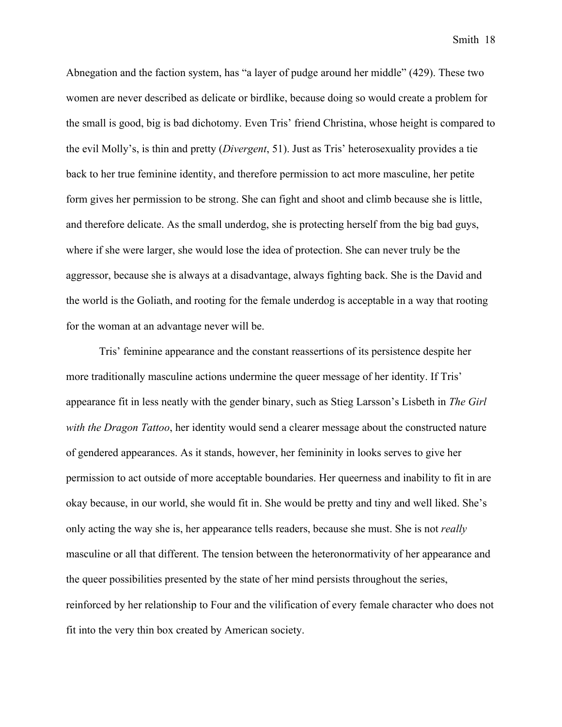Abnegation and the faction system, has "a layer of pudge around her middle" (429). These two women are never described as delicate or birdlike, because doing so would create a problem for the small is good, big is bad dichotomy. Even Tris' friend Christina, whose height is compared to the evil Molly's, is thin and pretty (*Divergent*, 51). Just as Tris' heterosexuality provides a tie back to her true feminine identity, and therefore permission to act more masculine, her petite form gives her permission to be strong. She can fight and shoot and climb because she is little, and therefore delicate. As the small underdog, she is protecting herself from the big bad guys, where if she were larger, she would lose the idea of protection. She can never truly be the aggressor, because she is always at a disadvantage, always fighting back. She is the David and the world is the Goliath, and rooting for the female underdog is acceptable in a way that rooting for the woman at an advantage never will be.

Tris' feminine appearance and the constant reassertions of its persistence despite her more traditionally masculine actions undermine the queer message of her identity. If Tris' appearance fit in less neatly with the gender binary, such as Stieg Larsson's Lisbeth in *The Girl with the Dragon Tattoo*, her identity would send a clearer message about the constructed nature of gendered appearances. As it stands, however, her femininity in looks serves to give her permission to act outside of more acceptable boundaries. Her queerness and inability to fit in are okay because, in our world, she would fit in. She would be pretty and tiny and well liked. She's only acting the way she is, her appearance tells readers, because she must. She is not *really* masculine or all that different. The tension between the heteronormativity of her appearance and the queer possibilities presented by the state of her mind persists throughout the series, reinforced by her relationship to Four and the vilification of every female character who does not fit into the very thin box created by American society.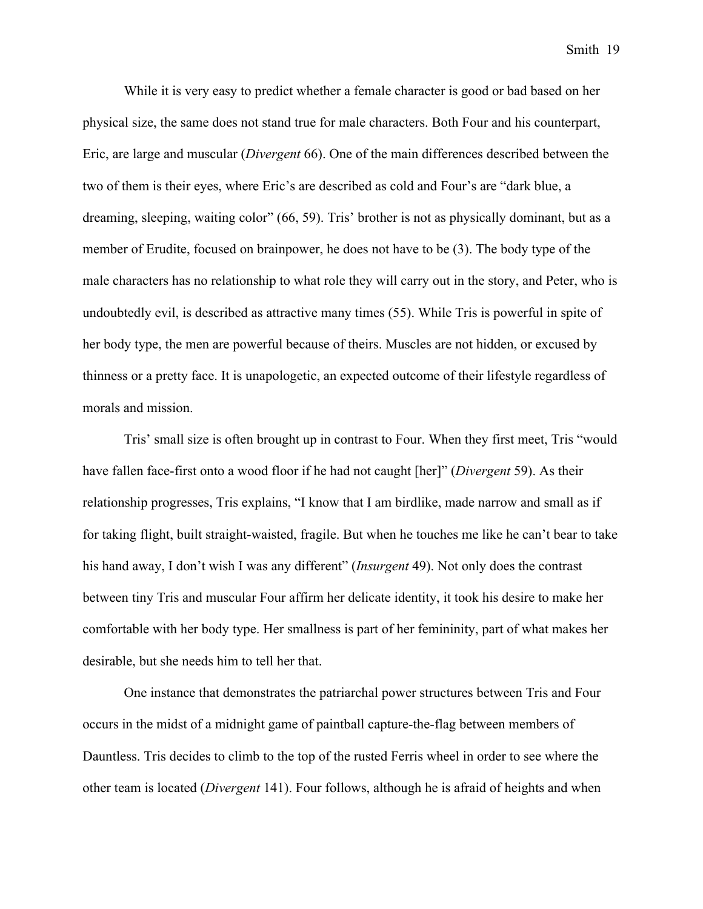While it is very easy to predict whether a female character is good or bad based on her physical size, the same does not stand true for male characters. Both Four and his counterpart, Eric, are large and muscular (*Divergent* 66). One of the main differences described between the two of them is their eyes, where Eric's are described as cold and Four's are "dark blue, a dreaming, sleeping, waiting color" (66, 59). Tris' brother is not as physically dominant, but as a member of Erudite, focused on brainpower, he does not have to be (3). The body type of the male characters has no relationship to what role they will carry out in the story, and Peter, who is undoubtedly evil, is described as attractive many times (55). While Tris is powerful in spite of her body type, the men are powerful because of theirs. Muscles are not hidden, or excused by thinness or a pretty face. It is unapologetic, an expected outcome of their lifestyle regardless of morals and mission.

Tris' small size is often brought up in contrast to Four. When they first meet, Tris "would have fallen face-first onto a wood floor if he had not caught [her]" (*Divergent* 59). As their relationship progresses, Tris explains, "I know that I am birdlike, made narrow and small as if for taking flight, built straight-waisted, fragile. But when he touches me like he can't bear to take his hand away, I don't wish I was any different" (*Insurgent* 49). Not only does the contrast between tiny Tris and muscular Four affirm her delicate identity, it took his desire to make her comfortable with her body type. Her smallness is part of her femininity, part of what makes her desirable, but she needs him to tell her that.

One instance that demonstrates the patriarchal power structures between Tris and Four occurs in the midst of a midnight game of paintball capture-the-flag between members of Dauntless. Tris decides to climb to the top of the rusted Ferris wheel in order to see where the other team is located (*Divergent* 141). Four follows, although he is afraid of heights and when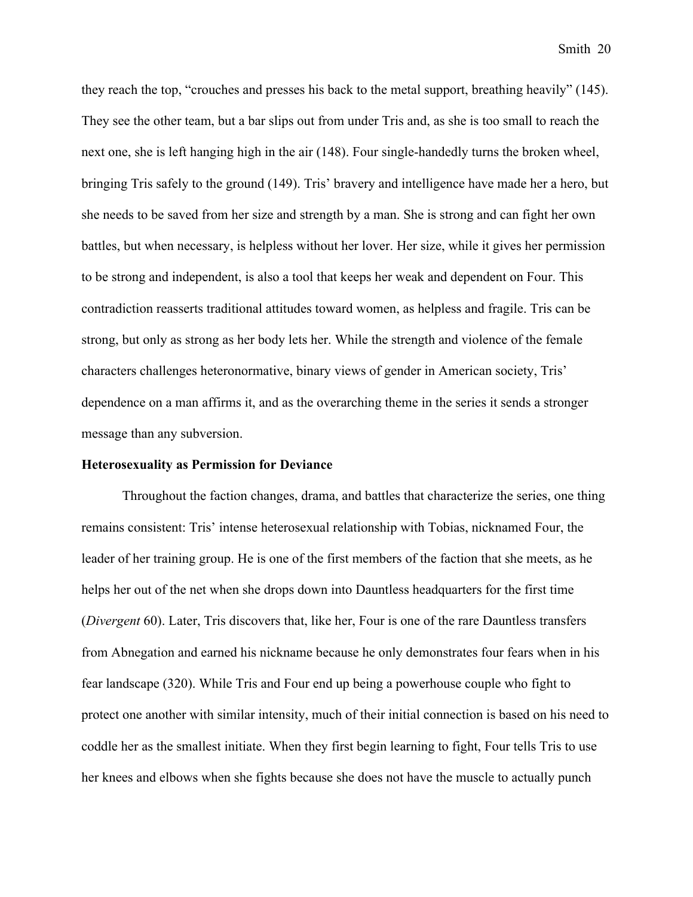they reach the top, "crouches and presses his back to the metal support, breathing heavily" (145). They see the other team, but a bar slips out from under Tris and, as she is too small to reach the next one, she is left hanging high in the air (148). Four single-handedly turns the broken wheel, bringing Tris safely to the ground (149). Tris' bravery and intelligence have made her a hero, but she needs to be saved from her size and strength by a man. She is strong and can fight her own battles, but when necessary, is helpless without her lover. Her size, while it gives her permission to be strong and independent, is also a tool that keeps her weak and dependent on Four. This contradiction reasserts traditional attitudes toward women, as helpless and fragile. Tris can be strong, but only as strong as her body lets her. While the strength and violence of the female characters challenges heteronormative, binary views of gender in American society, Tris' dependence on a man affirms it, and as the overarching theme in the series it sends a stronger message than any subversion.

**Heterosexuality as Permission for Deviance**

Throughout the faction changes, drama, and battles that characterize the series, one thing remains consistent: Tris' intense heterosexual relationship with Tobias, nicknamed Four, the leader of her training group. He is one of the first members of the faction that she meets, as he helps her out of the net when she drops down into Dauntless headquarters for the first time (*Divergent* 60). Later, Tris discovers that, like her, Four is one of the rare Dauntless transfers from Abnegation and earned his nickname because he only demonstrates four fears when in his fear landscape (320). While Tris and Four end up being a powerhouse couple who fight to protect one another with similar intensity, much of their initial connection is based on his need to coddle her as the smallest initiate. When they first begin learning to fight, Four tells Tris to use her knees and elbows when she fights because she does not have the muscle to actually punch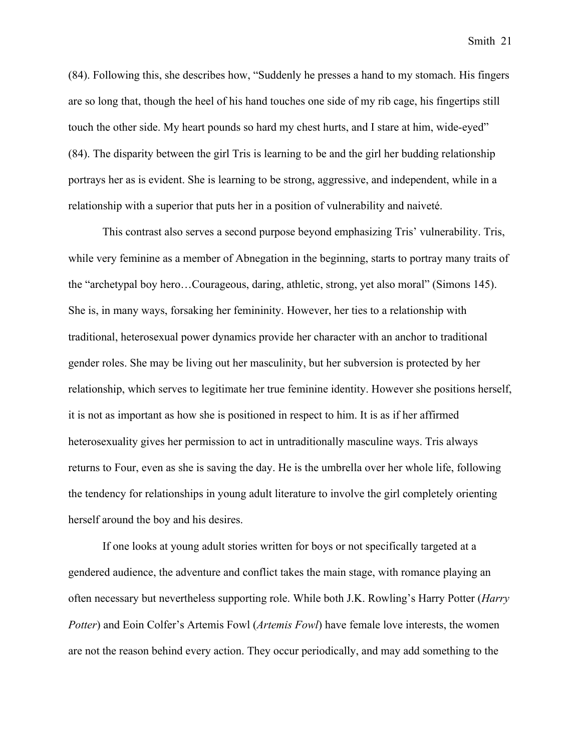(84). Following this, she describes how, "Suddenly he presses a hand to my stomach. His fingers are so long that, though the heel of his hand touches one side of my rib cage, his fingertips still touch the other side. My heart pounds so hard my chest hurts, and I stare at him, wide-eyed" (84). The disparity between the girl Tris is learning to be and the girl her budding relationship portrays her as is evident. She is learning to be strong, aggressive, and independent, while in a relationship with a superior that puts her in a position of vulnerability and naiveté.

This contrast also serves a second purpose beyond emphasizing Tris' vulnerability. Tris, while very feminine as a member of Abnegation in the beginning, starts to portray many traits of the "archetypal boy hero…Courageous, daring, athletic, strong, yet also moral" (Simons 145). She is, in many ways, forsaking her femininity. However, her ties to a relationship with traditional, heterosexual power dynamics provide her character with an anchor to traditional gender roles. She may be living out her masculinity, but her subversion is protected by her relationship, which serves to legitimate her true feminine identity. However she positions herself, it is not as important as how she is positioned in respect to him. It is as if her affirmed heterosexuality gives her permission to act in untraditionally masculine ways. Tris always returns to Four, even as she is saving the day. He is the umbrella over her whole life, following the tendency for relationships in young adult literature to involve the girl completely orienting herself around the boy and his desires.

If one looks at young adult stories written for boys or not specifically targeted at a gendered audience, the adventure and conflict takes the main stage, with romance playing an often necessary but nevertheless supporting role. While both J.K. Rowling's Harry Potter (*Harry Potter*) and Eoin Colfer's Artemis Fowl (*Artemis Fowl*) have female love interests, the women are not the reason behind every action. They occur periodically, and may add something to the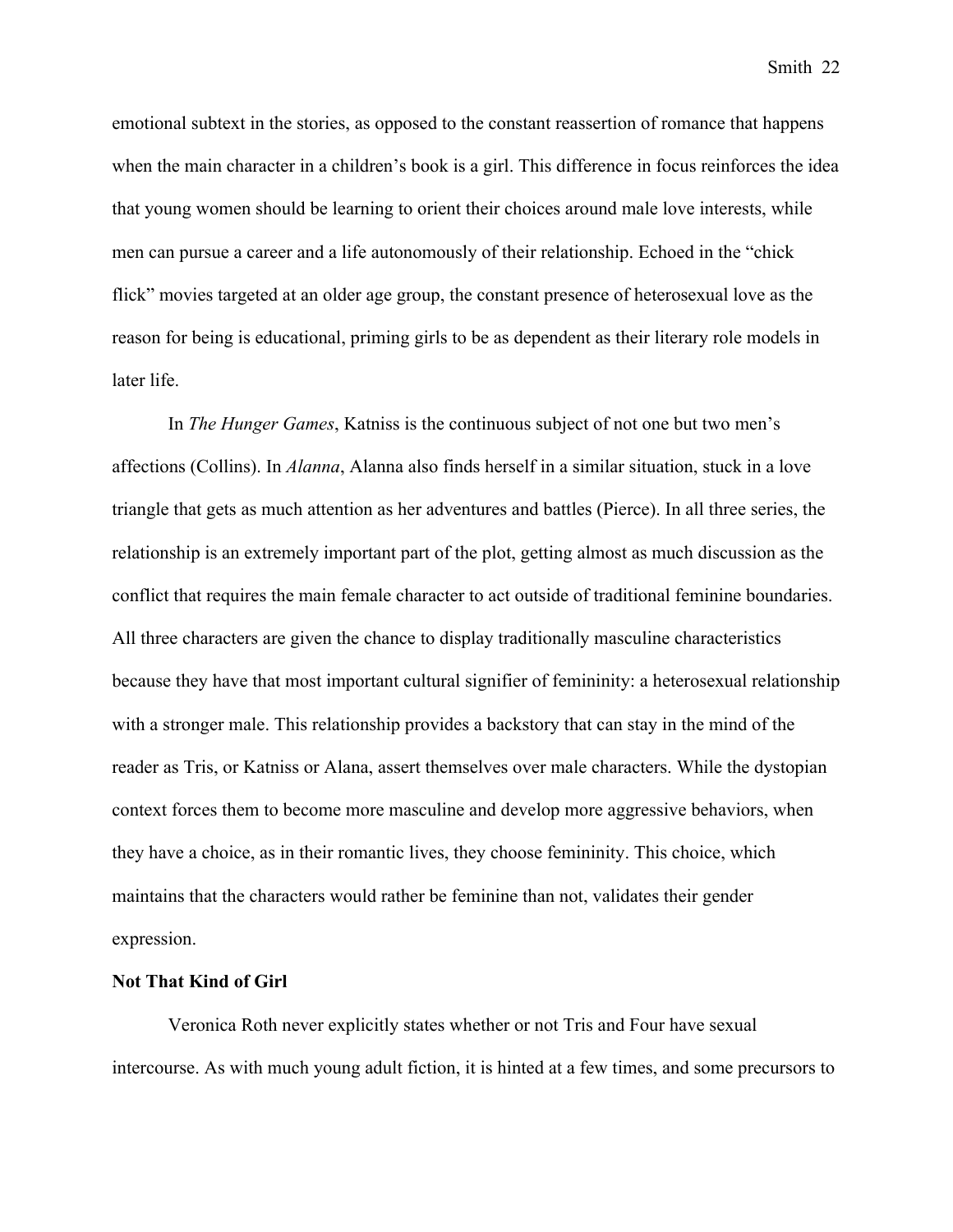emotional subtext in the stories, as opposed to the constant reassertion of romance that happens when the main character in a children's book is a girl. This difference in focus reinforces the idea that young women should be learning to orient their choices around male love interests, while men can pursue a career and a life autonomously of their relationship. Echoed in the "chick flick" movies targeted at an older age group, the constant presence of heterosexual love as the reason for being is educational, priming girls to be as dependent as their literary role models in later life.

In *The Hunger Games*, Katniss is the continuous subject of not one but two men's affections (Collins). In *Alanna*, Alanna also finds herself in a similar situation, stuck in a love triangle that gets as much attention as her adventures and battles (Pierce). In all three series, the relationship is an extremely important part of the plot, getting almost as much discussion as the conflict that requires the main female character to act outside of traditional feminine boundaries. All three characters are given the chance to display traditionally masculine characteristics because they have that most important cultural signifier of femininity: a heterosexual relationship with a stronger male. This relationship provides a backstory that can stay in the mind of the reader as Tris, or Katniss or Alana, assert themselves over male characters. While the dystopian context forces them to become more masculine and develop more aggressive behaviors, when they have a choice, as in their romantic lives, they choose femininity. This choice, which maintains that the characters would rather be feminine than not, validates their gender expression.

**Not That Kind of Girl**

Veronica Roth never explicitly states whether or not Tris and Four have sexual intercourse. As with much young adult fiction, it is hinted at a few times, and some precursors to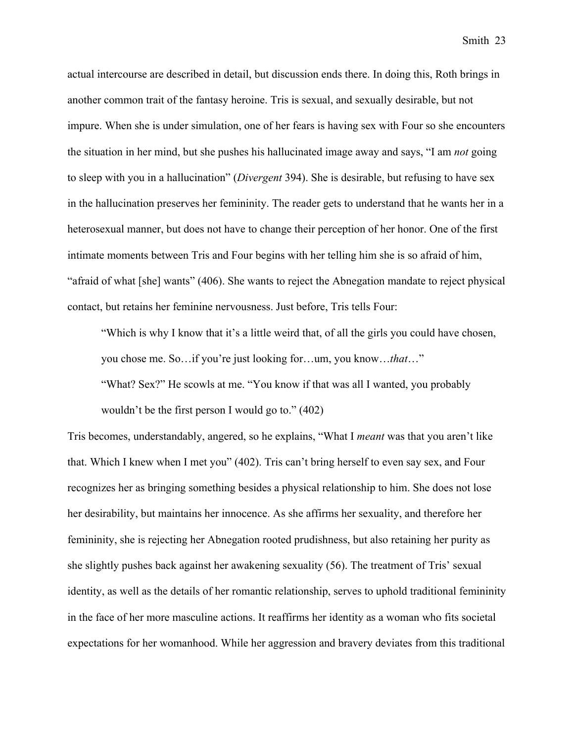actual intercourse are described in detail, but discussion ends there. In doing this, Roth brings in another common trait of the fantasy heroine. Tris is sexual, and sexually desirable, but not impure. When she is under simulation, one of her fears is having sex with Four so she encounters the situation in her mind, but she pushes his hallucinated image away and says, "I am *not* going to sleep with you in a hallucination" (*Divergent* 394). She is desirable, but refusing to have sex in the hallucination preserves her femininity. The reader gets to understand that he wants her in a heterosexual manner, but does not have to change their perception of her honor. One of the first intimate moments between Tris and Four begins with her telling him she is so afraid of him, "afraid of what [she] wants" (406). She wants to reject the Abnegation mandate to reject physical contact, but retains her feminine nervousness. Just before, Tris tells Four:

> "Which is why I know that it's a little weird that, of all the girls you could have chosen, you chose me. So…if you're just looking for…um, you know…*that*…"
>
> "What? Sex?" He scowls at me. "You know if that was all I wanted, you probably wouldn't be the first person I would go to." (402)

Tris becomes, understandably, angered, so he explains, "What I *meant* was that you aren't like that. Which I knew when I met you" (402). Tris can't bring herself to even say sex, and Four recognizes her as bringing something besides a physical relationship to him. She does not lose her desirability, but maintains her innocence. As she affirms her sexuality, and therefore her femininity, she is rejecting her Abnegation rooted prudishness, but also retaining her purity as she slightly pushes back against her awakening sexuality (56). The treatment of Tris' sexual identity, as well as the details of her romantic relationship, serves to uphold traditional femininity in the face of her more masculine actions. It reaffirms her identity as a woman who fits societal expectations for her womanhood. While her aggression and bravery deviates from this traditional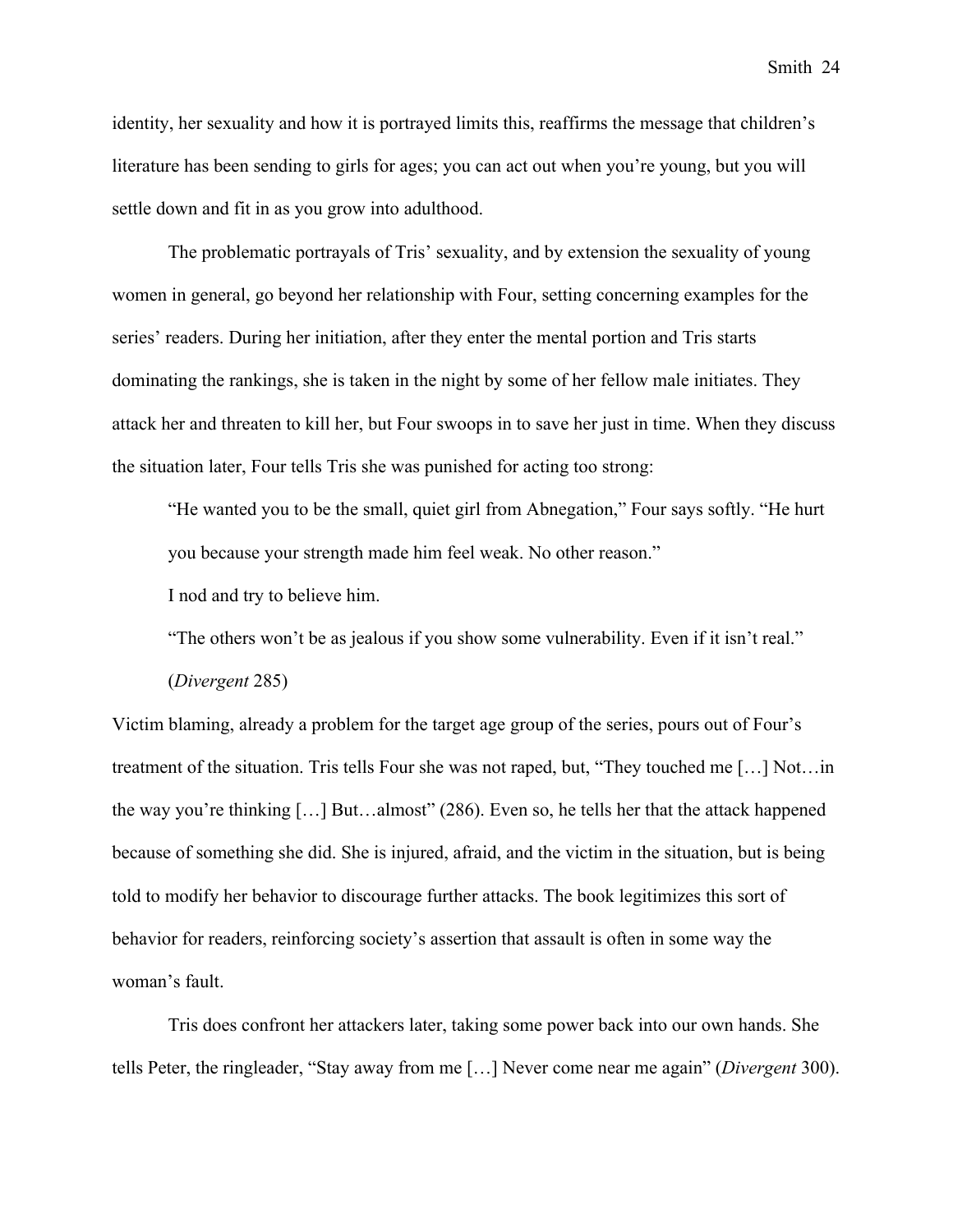identity, her sexuality and how it is portrayed limits this, reaffirms the message that children's literature has been sending to girls for ages; you can act out when you're young, but you will settle down and fit in as you grow into adulthood.

The problematic portrayals of Tris' sexuality, and by extension the sexuality of young women in general, go beyond her relationship with Four, setting concerning examples for the series' readers. During her initiation, after they enter the mental portion and Tris starts dominating the rankings, she is taken in the night by some of her fellow male initiates. They attack her and threaten to kill her, but Four swoops in to save her just in time. When they discuss the situation later, Four tells Tris she was punished for acting too strong:

> "He wanted you to be the small, quiet girl from Abnegation," Four says softly. "He hurt you because your strength made him feel weak. No other reason."
>
> I nod and try to believe him.
>
> "The others won't be as jealous if you show some vulnerability. Even if it isn't real." (*Divergent* 285)

Victim blaming, already a problem for the target age group of the series, pours out of Four's treatment of the situation. Tris tells Four she was not raped, but, "They touched me […] Not…in the way you're thinking […] But…almost" (286). Even so, he tells her that the attack happened because of something she did. She is injured, afraid, and the victim in the situation, but is being told to modify her behavior to discourage further attacks. The book legitimizes this sort of behavior for readers, reinforcing society's assertion that assault is often in some way the woman's fault.

Tris does confront her attackers later, taking some power back into our own hands. She tells Peter, the ringleader, "Stay away from me […] Never come near me again" (*Divergent* 300).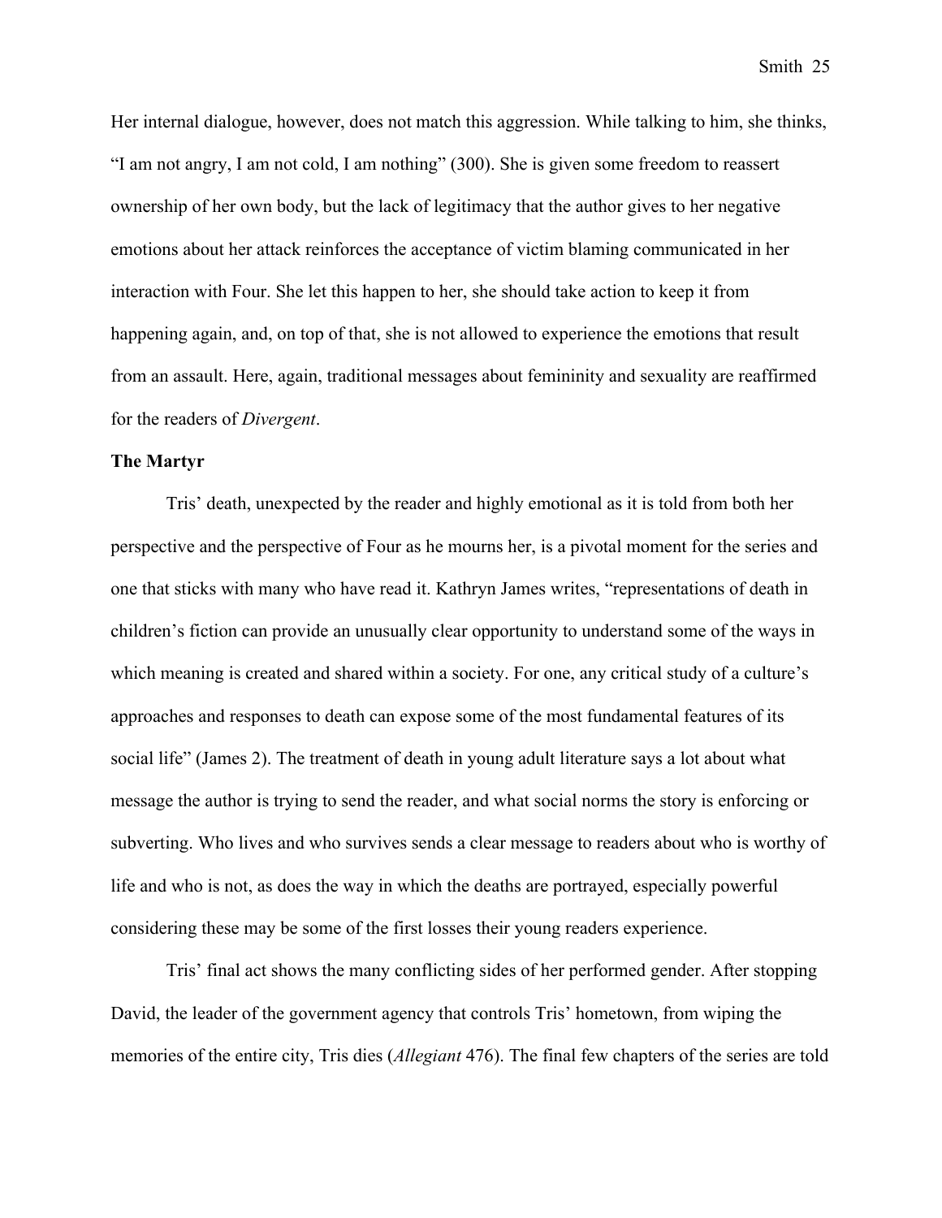Her internal dialogue, however, does not match this aggression. While talking to him, she thinks, "I am not angry, I am not cold, I am nothing" (300). She is given some freedom to reassert ownership of her own body, but the lack of legitimacy that the author gives to her negative emotions about her attack reinforces the acceptance of victim blaming communicated in her interaction with Four. She let this happen to her, she should take action to keep it from happening again, and, on top of that, she is not allowed to experience the emotions that result from an assault. Here, again, traditional messages about femininity and sexuality are reaffirmed for the readers of *Divergent*.

**The Martyr**

Tris' death, unexpected by the reader and highly emotional as it is told from both her perspective and the perspective of Four as he mourns her, is a pivotal moment for the series and one that sticks with many who have read it. Kathryn James writes, "representations of death in children's fiction can provide an unusually clear opportunity to understand some of the ways in which meaning is created and shared within a society. For one, any critical study of a culture's approaches and responses to death can expose some of the most fundamental features of its social life" (James 2). The treatment of death in young adult literature says a lot about what message the author is trying to send the reader, and what social norms the story is enforcing or subverting. Who lives and who survives sends a clear message to readers about who is worthy of life and who is not, as does the way in which the deaths are portrayed, especially powerful considering these may be some of the first losses their young readers experience.

Tris' final act shows the many conflicting sides of her performed gender. After stopping David, the leader of the government agency that controls Tris' hometown, from wiping the memories of the entire city, Tris dies (*Allegiant* 476). The final few chapters of the series are told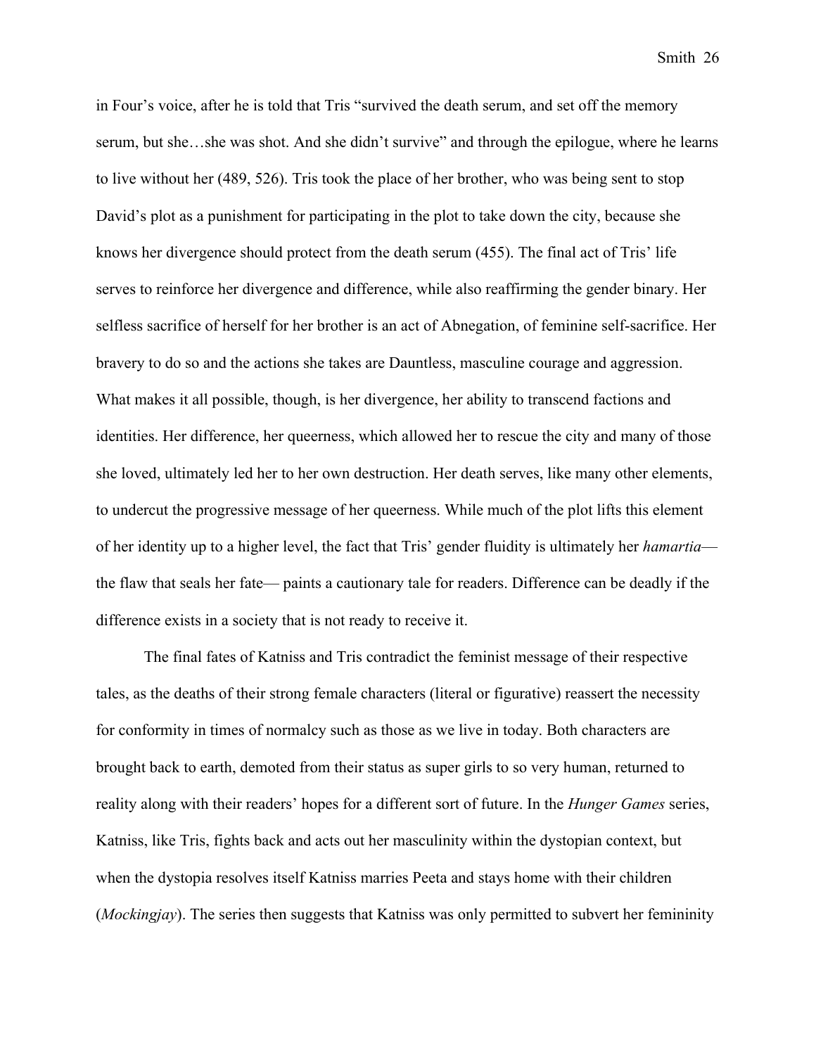in Four's voice, after he is told that Tris "survived the death serum, and set off the memory serum, but she…she was shot. And she didn't survive" and through the epilogue, where he learns to live without her (489, 526). Tris took the place of her brother, who was being sent to stop David's plot as a punishment for participating in the plot to take down the city, because she knows her divergence should protect from the death serum (455). The final act of Tris' life serves to reinforce her divergence and difference, while also reaffirming the gender binary. Her selfless sacrifice of herself for her brother is an act of Abnegation, of feminine self-sacrifice. Her bravery to do so and the actions she takes are Dauntless, masculine courage and aggression. What makes it all possible, though, is her divergence, her ability to transcend factions and identities. Her difference, her queerness, which allowed her to rescue the city and many of those she loved, ultimately led her to her own destruction. Her death serves, like many other elements, to undercut the progressive message of her queerness. While much of the plot lifts this element of her identity up to a higher level, the fact that Tris' gender fluidity is ultimately her *hamartia*—the flaw that seals her fate— paints a cautionary tale for readers. Difference can be deadly if the difference exists in a society that is not ready to receive it.

The final fates of Katniss and Tris contradict the feminist message of their respective tales, as the deaths of their strong female characters (literal or figurative) reassert the necessity for conformity in times of normalcy such as those as we live in today. Both characters are brought back to earth, demoted from their status as super girls to so very human, returned to reality along with their readers' hopes for a different sort of future. In the *Hunger Games* series, Katniss, like Tris, fights back and acts out her masculinity within the dystopian context, but when the dystopia resolves itself Katniss marries Peeta and stays home with their children (*Mockingjay*). The series then suggests that Katniss was only permitted to subvert her femininity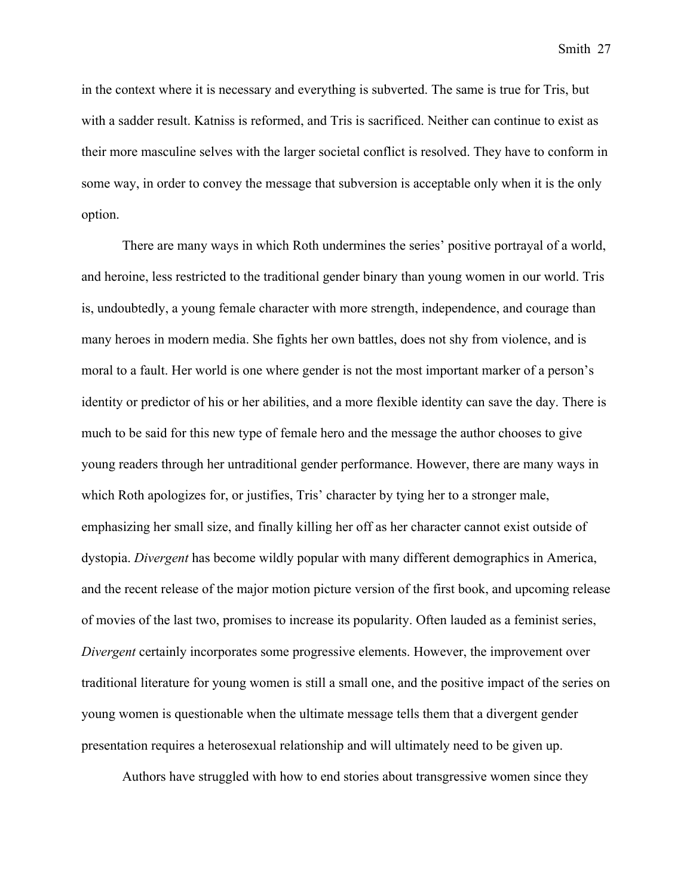in the context where it is necessary and everything is subverted. The same is true for Tris, but with a sadder result. Katniss is reformed, and Tris is sacrificed. Neither can continue to exist as their more masculine selves with the larger societal conflict is resolved. They have to conform in some way, in order to convey the message that subversion is acceptable only when it is the only option.

There are many ways in which Roth undermines the series' positive portrayal of a world, and heroine, less restricted to the traditional gender binary than young women in our world. Tris is, undoubtedly, a young female character with more strength, independence, and courage than many heroes in modern media. She fights her own battles, does not shy from violence, and is moral to a fault. Her world is one where gender is not the most important marker of a person's identity or predictor of his or her abilities, and a more flexible identity can save the day. There is much to be said for this new type of female hero and the message the author chooses to give young readers through her untraditional gender performance. However, there are many ways in which Roth apologizes for, or justifies, Tris' character by tying her to a stronger male, emphasizing her small size, and finally killing her off as her character cannot exist outside of dystopia. *Divergent* has become wildly popular with many different demographics in America, and the recent release of the major motion picture version of the first book, and upcoming release of movies of the last two, promises to increase its popularity. Often lauded as a feminist series, *Divergent* certainly incorporates some progressive elements. However, the improvement over traditional literature for young women is still a small one, and the positive impact of the series on young women is questionable when the ultimate message tells them that a divergent gender presentation requires a heterosexual relationship and will ultimately need to be given up.

Authors have struggled with how to end stories about transgressive women since they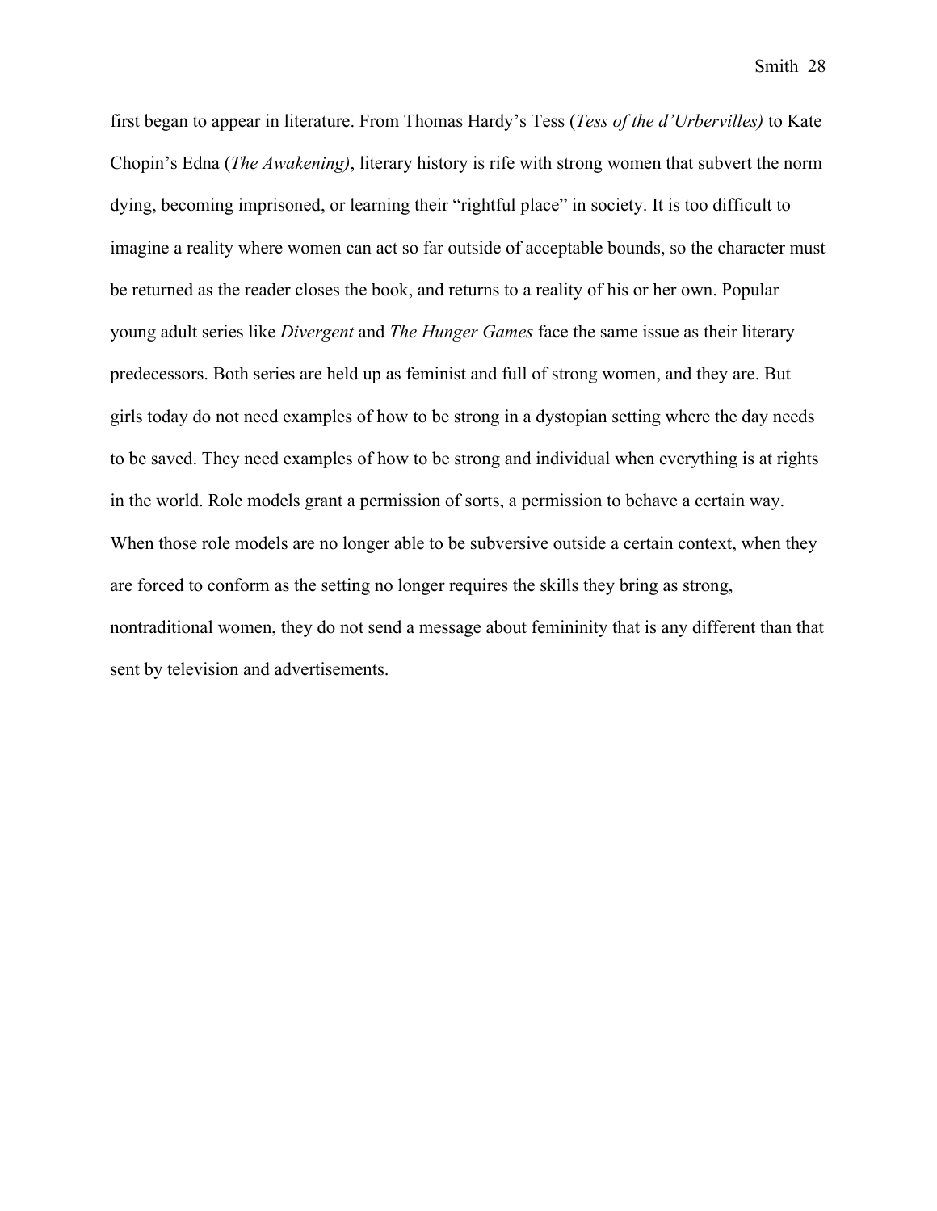first began to appear in literature. From Thomas Hardy's Tess (*Tess of the d'Urbervilles)* to Kate Chopin's Edna (*The Awakening)*, literary history is rife with strong women that subvert the norm dying, becoming imprisoned, or learning their "rightful place" in society. It is too difficult to imagine a reality where women can act so far outside of acceptable bounds, so the character must be returned as the reader closes the book, and returns to a reality of his or her own. Popular young adult series like *Divergent* and *The Hunger Games* face the same issue as their literary predecessors. Both series are held up as feminist and full of strong women, and they are. But girls today do not need examples of how to be strong in a dystopian setting where the day needs to be saved. They need examples of how to be strong and individual when everything is at rights in the world. Role models grant a permission of sorts, a permission to behave a certain way. When those role models are no longer able to be subversive outside a certain context, when they are forced to conform as the setting no longer requires the skills they bring as strong, nontraditional women, they do not send a message about femininity that is any different than that sent by television and advertisements.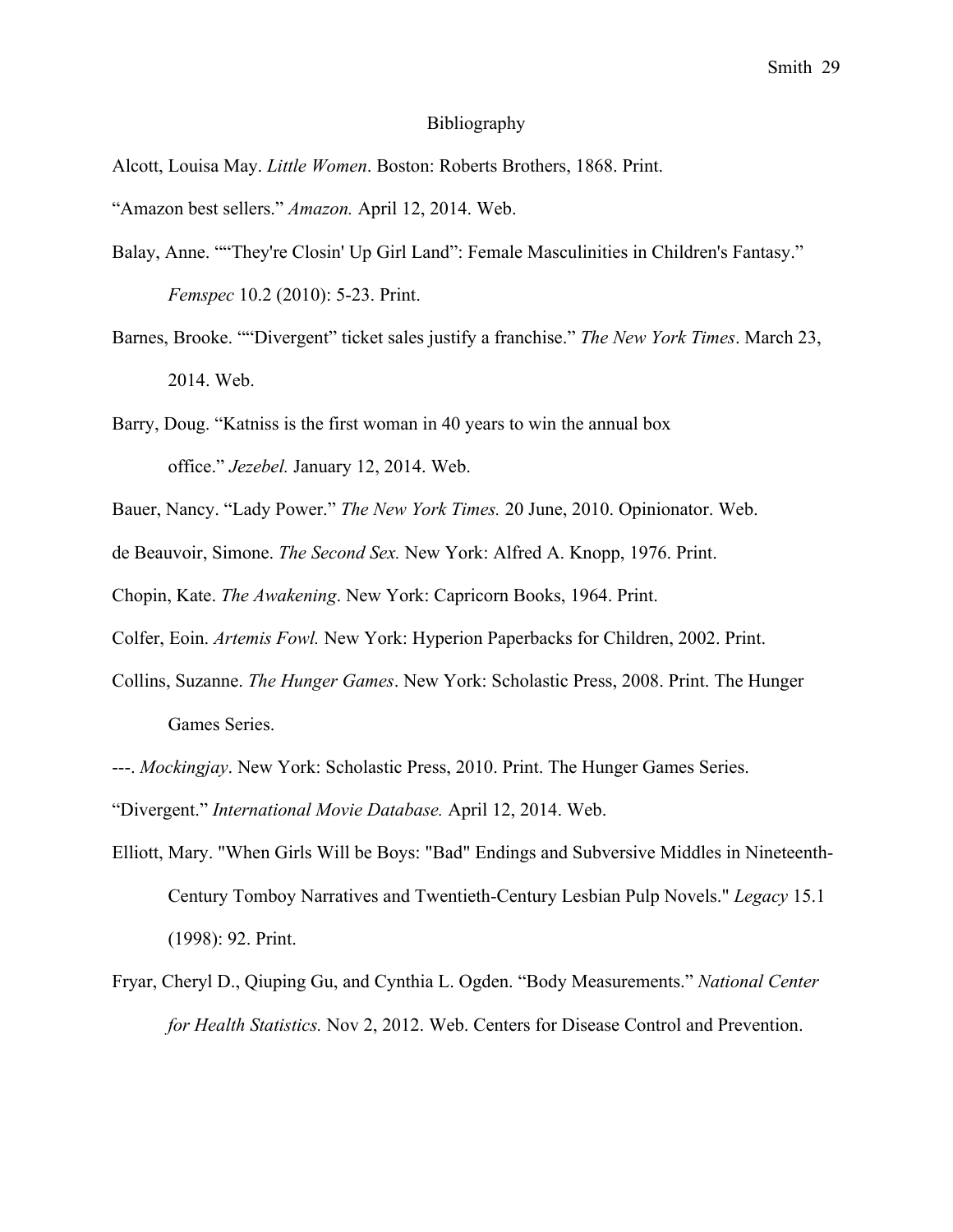# Bibliography

Alcott, Louisa May. *Little Women*. Boston: Roberts Brothers, 1868. Print.

"Amazon best sellers." *Amazon.* April 12, 2014. Web.

Balay, Anne. ""They're Closin' Up Girl Land": Female Masculinities in Children's Fantasy." *Femspec* 10.2 (2010): 5-23. Print.

Barnes, Brooke. ""Divergent" ticket sales justify a franchise." *The New York Times*. March 23, 2014. Web.

Barry, Doug. "Katniss is the first woman in 40 years to win the annual box office." *Jezebel.* January 12, 2014. Web.

Bauer, Nancy. "Lady Power." *The New York Times.* 20 June, 2010. Opinionator. Web.

de Beauvoir, Simone. *The Second Sex.* New York: Alfred A. Knopp, 1976. Print.

Chopin, Kate. *The Awakening*. New York: Capricorn Books, 1964. Print.

Colfer, Eoin. *Artemis Fowl.* New York: Hyperion Paperbacks for Children, 2002. Print.

Collins, Suzanne. *The Hunger Games*. New York: Scholastic Press, 2008. Print. The Hunger Games Series.

---. *Mockingjay*. New York: Scholastic Press, 2010. Print. The Hunger Games Series.

"Divergent." *International Movie Database.* April 12, 2014. Web.

Elliott, Mary. "When Girls Will be Boys: "Bad" Endings and Subversive Middles in Nineteenth-Century Tomboy Narratives and Twentieth-Century Lesbian Pulp Novels." *Legacy* 15.1 (1998): 92. Print.

Fryar, Cheryl D., Qiuping Gu, and Cynthia L. Ogden. "Body Measurements." *National Center for Health Statistics.* Nov 2, 2012. Web. Centers for Disease Control and Prevention.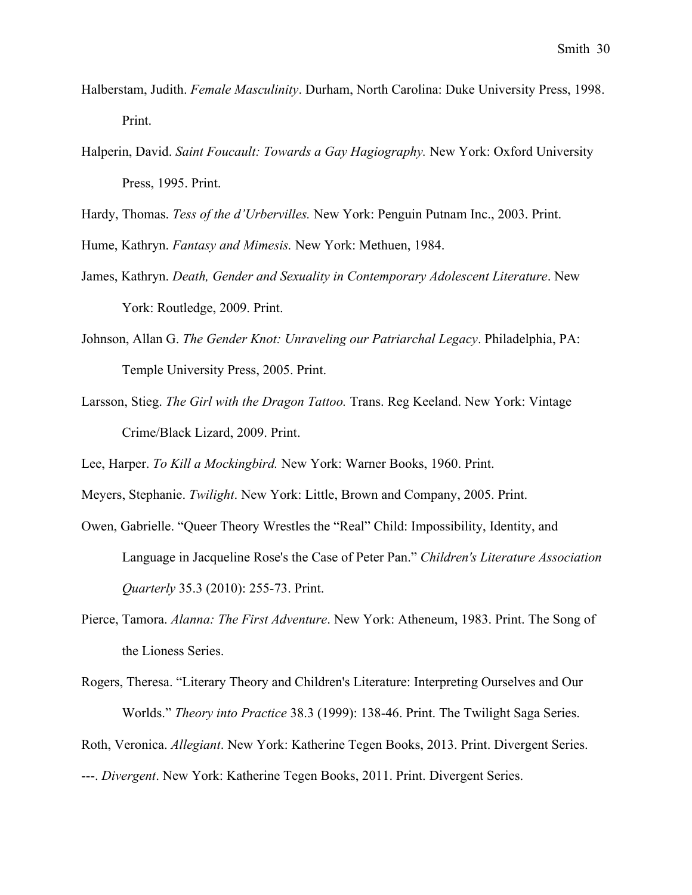Halberstam, Judith. *Female Masculinity*. Durham, North Carolina: Duke University Press, 1998. Print.

Halperin, David. *Saint Foucault: Towards a Gay Hagiography.* New York: Oxford University Press, 1995. Print.

Hardy, Thomas. *Tess of the d'Urbervilles.* New York: Penguin Putnam Inc., 2003. Print.

Hume, Kathryn. *Fantasy and Mimesis.* New York: Methuen, 1984.

James, Kathryn. *Death, Gender and Sexuality in Contemporary Adolescent Literature*. New York: Routledge, 2009. Print.

Johnson, Allan G. *The Gender Knot: Unraveling our Patriarchal Legacy*. Philadelphia, PA: Temple University Press, 2005. Print.

Larsson, Stieg. *The Girl with the Dragon Tattoo.* Trans. Reg Keeland. New York: Vintage Crime/Black Lizard, 2009. Print.

Lee, Harper. *To Kill a Mockingbird.* New York: Warner Books, 1960. Print.

Meyers, Stephanie. *Twilight*. New York: Little, Brown and Company, 2005. Print.

Owen, Gabrielle. "Queer Theory Wrestles the "Real" Child: Impossibility, Identity, and Language in Jacqueline Rose's the Case of Peter Pan." *Children's Literature Association Quarterly* 35.3 (2010): 255-73. Print.

Pierce, Tamora. *Alanna: The First Adventure*. New York: Atheneum, 1983. Print. The Song of the Lioness Series.

Rogers, Theresa. "Literary Theory and Children's Literature: Interpreting Ourselves and Our Worlds." *Theory into Practice* 38.3 (1999): 138-46. Print. The Twilight Saga Series.

Roth, Veronica. *Allegiant*. New York: Katherine Tegen Books, 2013. Print. Divergent Series.

---. *Divergent*. New York: Katherine Tegen Books, 2011. Print. Divergent Series.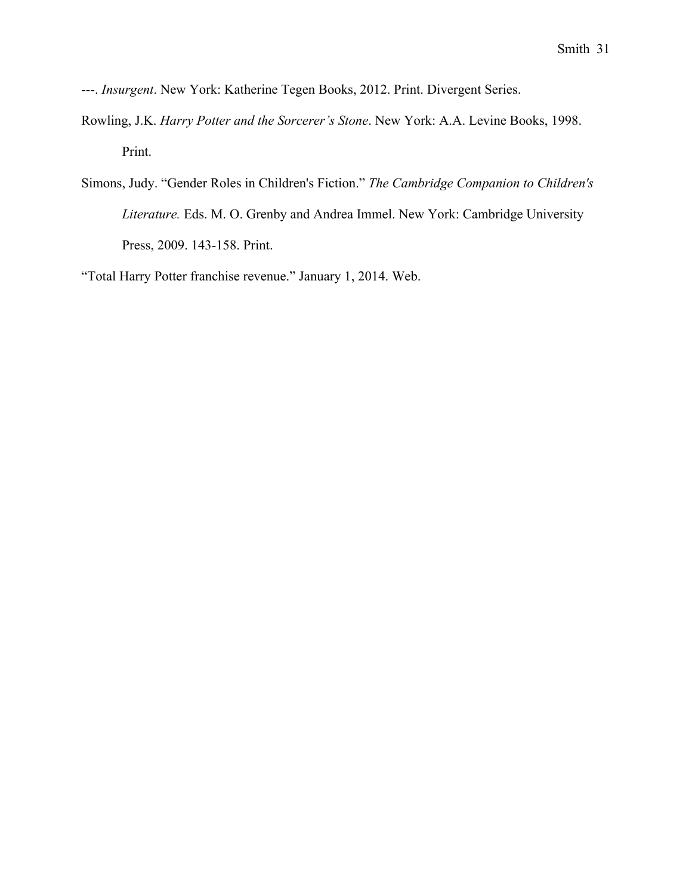---. *Insurgent*. New York: Katherine Tegen Books, 2012. Print. Divergent Series.

Rowling, J.K. *Harry Potter and the Sorcerer's Stone*. New York: A.A. Levine Books, 1998. Print.

Simons, Judy. "Gender Roles in Children's Fiction." *The Cambridge Companion to Children's Literature.* Eds. M. O. Grenby and Andrea Immel. New York: Cambridge University Press, 2009. 143-158. Print.

"Total Harry Potter franchise revenue." January 1, 2014. Web.